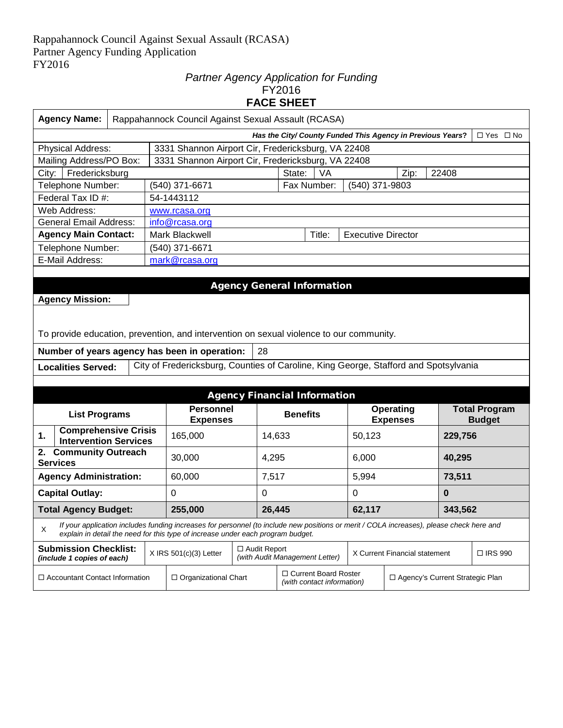Rappahannock Council Against Sexual Assault (RCASA)
Partner Agency Funding Application
FY2016

*Partner Agency Application for Funding*
FY2016
**FACE SHEET**

| **Agency Name:** | Rappahannock Council Against Sexual Assault (RCASA) | | | | | |
|---|---|---|---|---|---|---|
| ***Has the City/ County Funded This Agency in Previous Years?*** | | | | | ☐ Yes ☐ No | |
| Physical Address: | 3331 Shannon Airport Cir, Fredericksburg, VA 22408 | | | | | |
| Mailing Address/PO Box: | 3331 Shannon Airport Cir, Fredericksburg, VA 22408 | | | | | |
| City: | Fredericksburg | State: | VA | Zip: | 22408 | |
| Telephone Number: | (540) 371-6671 | Fax Number: | (540) 371-9803 | | | |
| Federal Tax ID #: | 54-1443112 | | | | | |
| Web Address: | www.rcasa.org | | | | | |
| General Email Address: | info@rcasa.org | | | | | |
| **Agency Main Contact:** | Mark Blackwell | Title: | Executive Director | | | |
| Telephone Number: | (540) 371-6671 | | | | | |
| E-Mail Address: | mark@rcasa.org | | | | | |

## Agency General Information

**Agency Mission:**

To provide education, prevention, and intervention on sexual violence to our community.

**Number of years agency has been in operation:** 28

**Localities Served:** City of Fredericksburg, Counties of Caroline, King George, Stafford and Spotsylvania

## Agency Financial Information

| List Programs | Personnel Expenses | Benefits | Operating Expenses | Total Program Budget |
|---|---|---|---|---|
| **1. Comprehensive Crisis Intervention Services** | 165,000 | 14,633 | 50,123 | **229,756** |
| **2. Community Outreach Services** | 30,000 | 4,295 | 6,000 | **40,295** |
| **Agency Administration:** | 60,000 | 7,517 | 5,994 | **73,511** |
| **Capital Outlay:** | 0 | 0 | 0 | **0** |
| **Total Agency Budget:** | **255,000** | **26,445** | **62,117** | **343,562** |

X *If your application includes funding increases for personnel (to include new positions or merit / COLA increases), please check here and explain in detail the need for this type of increase under each program budget.*

| **Submission Checklist:** *(include 1 copies of each)* | X IRS 501(c)(3) Letter | ☐ Audit Report *(with Audit Management Letter)* | X Current Financial statement | ☐ IRS 990 |
|---|---|---|---|---|
| ☐ Accountant Contact Information | ☐ Organizational Chart | ☐ Current Board Roster *(with contact information)* | ☐ Agency's Current Strategic Plan | |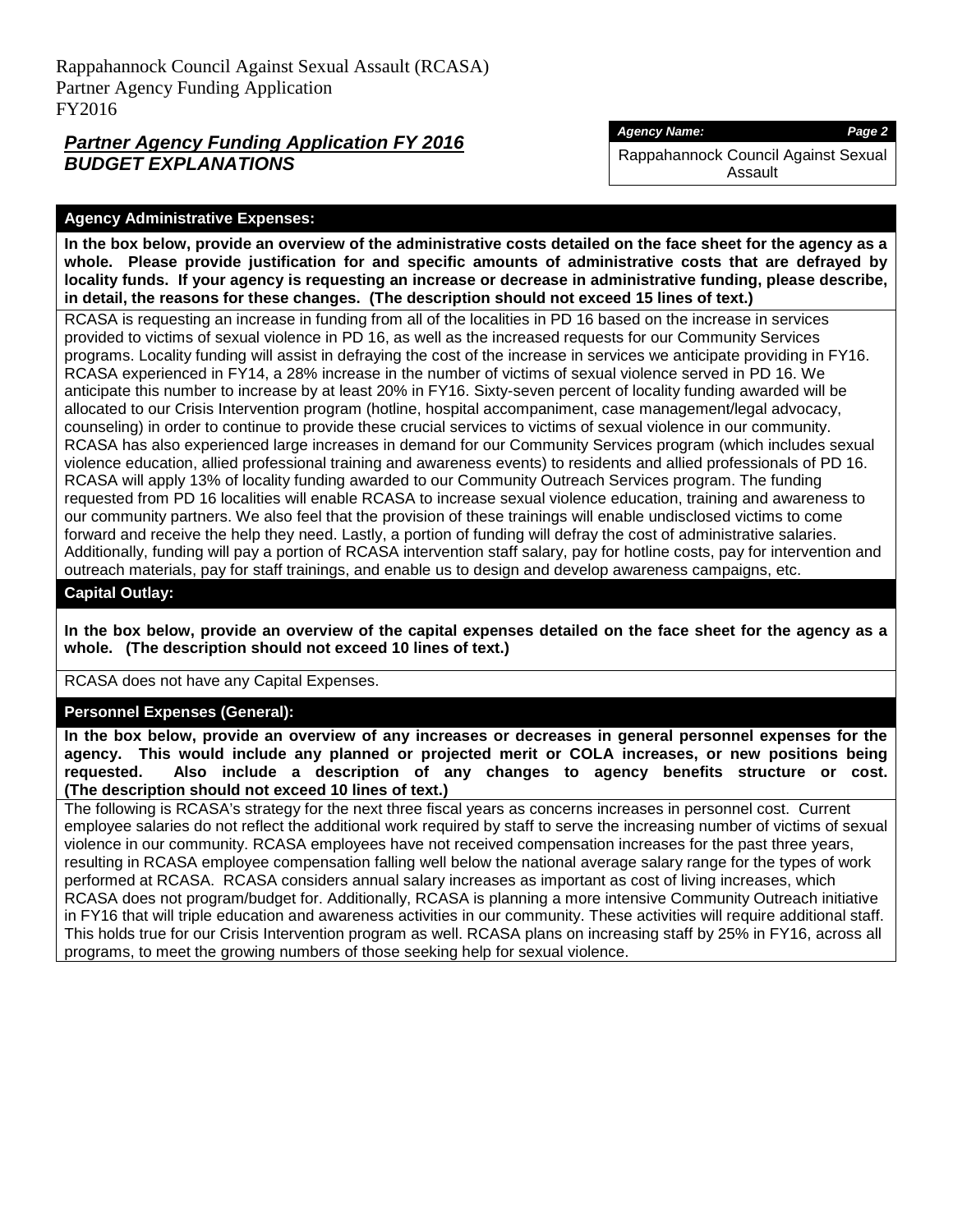Rappahannock Council Against Sexual Assault (RCASA)
Partner Agency Funding Application
FY2016

## ***Partner Agency Funding Application FY 2016***
## ***BUDGET EXPLANATIONS***

| ***Agency Name:*** |
|---|
| Rappahannock Council Against Sexual Assault |

### Agency Administrative Expenses:

**In the box below, provide an overview of the administrative costs detailed on the face sheet for the agency as a whole. Please provide justification for and specific amounts of administrative costs that are defrayed by locality funds. If your agency is requesting an increase or decrease in administrative funding, please describe, in detail, the reasons for these changes. (The description should not exceed 15 lines of text.)**

RCASA is requesting an increase in funding from all of the localities in PD 16 based on the increase in services provided to victims of sexual violence in PD 16, as well as the increased requests for our Community Services programs. Locality funding will assist in defraying the cost of the increase in services we anticipate providing in FY16. RCASA experienced in FY14, a 28% increase in the number of victims of sexual violence served in PD 16. We anticipate this number to increase by at least 20% in FY16. Sixty-seven percent of locality funding awarded will be allocated to our Crisis Intervention program (hotline, hospital accompaniment, case management/legal advocacy, counseling) in order to continue to provide these crucial services to victims of sexual violence in our community. RCASA has also experienced large increases in demand for our Community Services program (which includes sexual violence education, allied professional training and awareness events) to residents and allied professionals of PD 16. RCASA will apply 13% of locality funding awarded to our Community Outreach Services program. The funding requested from PD 16 localities will enable RCASA to increase sexual violence education, training and awareness to our community partners. We also feel that the provision of these trainings will enable undisclosed victims to come forward and receive the help they need. Lastly, a portion of funding will defray the cost of administrative salaries. Additionally, funding will pay a portion of RCASA intervention staff salary, pay for hotline costs, pay for intervention and outreach materials, pay for staff trainings, and enable us to design and develop awareness campaigns, etc.

### Capital Outlay:

**In the box below, provide an overview of the capital expenses detailed on the face sheet for the agency as a whole. (The description should not exceed 10 lines of text.)**

RCASA does not have any Capital Expenses.

### Personnel Expenses (General):

**In the box below, provide an overview of any increases or decreases in general personnel expenses for the agency. This would include any planned or projected merit or COLA increases, or new positions being requested. Also include a description of any changes to agency benefits structure or cost. (The description should not exceed 10 lines of text.)**

The following is RCASA's strategy for the next three fiscal years as concerns increases in personnel cost. Current employee salaries do not reflect the additional work required by staff to serve the increasing number of victims of sexual violence in our community. RCASA employees have not received compensation increases for the past three years, resulting in RCASA employee compensation falling well below the national average salary range for the types of work performed at RCASA. RCASA considers annual salary increases as important as cost of living increases, which RCASA does not program/budget for. Additionally, RCASA is planning a more intensive Community Outreach initiative in FY16 that will triple education and awareness activities in our community. These activities will require additional staff. This holds true for our Crisis Intervention program as well. RCASA plans on increasing staff by 25% in FY16, across all programs, to meet the growing numbers of those seeking help for sexual violence.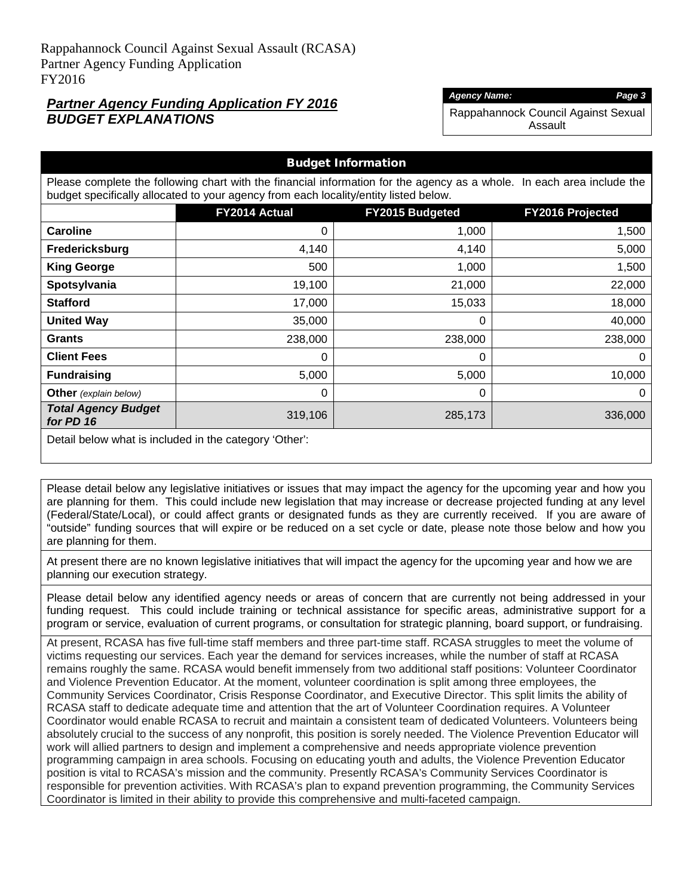Rappahannock Council Against Sexual Assault (RCASA)
Partner Agency Funding Application
FY2016

## ***Partner Agency Funding Application FY 2016***
## ***BUDGET EXPLANATIONS***

| *Agency Name:* |
|---|
| Rappahannock Council Against Sexual Assault |

### Budget Information

Please complete the following chart with the financial information for the agency as a whole. In each area include the budget specifically allocated to your agency from each locality/entity listed below.

| | FY2014 Actual | FY2015 Budgeted | FY2016 Projected |
|---|---|---|---|
| **Caroline** | 0 | 1,000 | 1,500 |
| **Fredericksburg** | 4,140 | 4,140 | 5,000 |
| **King George** | 500 | 1,000 | 1,500 |
| **Spotsylvania** | 19,100 | 21,000 | 22,000 |
| **Stafford** | 17,000 | 15,033 | 18,000 |
| **United Way** | 35,000 | 0 | 40,000 |
| **Grants** | 238,000 | 238,000 | 238,000 |
| **Client Fees** | 0 | 0 | 0 |
| **Fundraising** | 5,000 | 5,000 | 10,000 |
| **Other** *(explain below)* | 0 | 0 | 0 |
| ***Total Agency Budget for PD 16*** | 319,106 | 285,173 | 336,000 |

Detail below what is included in the category 'Other':

Please detail below any legislative initiatives or issues that may impact the agency for the upcoming year and how you are planning for them. This could include new legislation that may increase or decrease projected funding at any level (Federal/State/Local), or could affect grants or designated funds as they are currently received. If you are aware of "outside" funding sources that will expire or be reduced on a set cycle or date, please note those below and how you are planning for them.

At present there are no known legislative initiatives that will impact the agency for the upcoming year and how we are planning our execution strategy.

Please detail below any identified agency needs or areas of concern that are currently not being addressed in your funding request. This could include training or technical assistance for specific areas, administrative support for a program or service, evaluation of current programs, or consultation for strategic planning, board support, or fundraising.

At present, RCASA has five full-time staff members and three part-time staff. RCASA struggles to meet the volume of victims requesting our services. Each year the demand for services increases, while the number of staff at RCASA remains roughly the same. RCASA would benefit immensely from two additional staff positions: Volunteer Coordinator and Violence Prevention Educator. At the moment, volunteer coordination is split among three employees, the Community Services Coordinator, Crisis Response Coordinator, and Executive Director. This split limits the ability of RCASA staff to dedicate adequate time and attention that the art of Volunteer Coordination requires. A Volunteer Coordinator would enable RCASA to recruit and maintain a consistent team of dedicated Volunteers. Volunteers being absolutely crucial to the success of any nonprofit, this position is sorely needed. The Violence Prevention Educator will work will allied partners to design and implement a comprehensive and needs appropriate violence prevention programming campaign in area schools. Focusing on educating youth and adults, the Violence Prevention Educator position is vital to RCASA's mission and the community. Presently RCASA's Community Services Coordinator is responsible for prevention activities. With RCASA's plan to expand prevention programming, the Community Services Coordinator is limited in their ability to provide this comprehensive and multi-faceted campaign.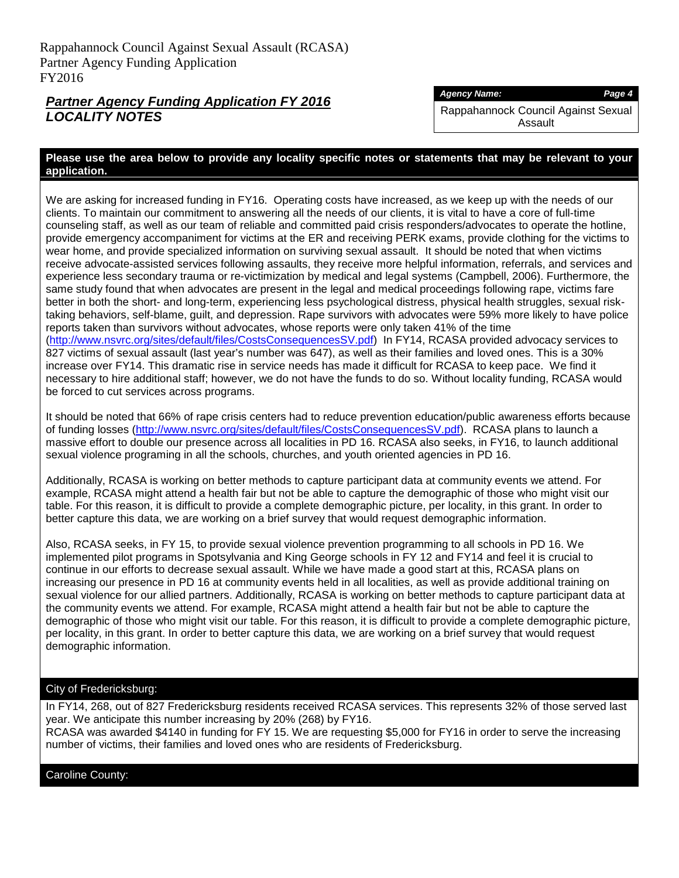Rappahannock Council Against Sexual Assault (RCASA)
Partner Agency Funding Application
FY2016

## ***Partner Agency Funding Application FY 2016***
## ***LOCALITY NOTES***

| ***Agency Name:*** | ***Page 4*** |
|---|---|
| Rappahannock Council Against Sexual Assault | |

**Please use the area below to provide any locality specific notes or statements that may be relevant to your application.**

We are asking for increased funding in FY16. Operating costs have increased, as we keep up with the needs of our clients. To maintain our commitment to answering all the needs of our clients, it is vital to have a core of full-time counseling staff, as well as our team of reliable and committed paid crisis responders/advocates to operate the hotline, provide emergency accompaniment for victims at the ER and receiving PERK exams, provide clothing for the victims to wear home, and provide specialized information on surviving sexual assault. It should be noted that when victims receive advocate-assisted services following assaults, they receive more helpful information, referrals, and services and experience less secondary trauma or re-victimization by medical and legal systems (Campbell, 2006). Furthermore, the same study found that when advocates are present in the legal and medical proceedings following rape, victims fare better in both the short- and long-term, experiencing less psychological distress, physical health struggles, sexual risk-taking behaviors, self-blame, guilt, and depression. Rape survivors with advocates were 59% more likely to have police reports taken than survivors without advocates, whose reports were only taken 41% of the time (http://www.nsvrc.org/sites/default/files/CostsConsequencesSV.pdf) In FY14, RCASA provided advocacy services to 827 victims of sexual assault (last year's number was 647), as well as their families and loved ones. This is a 30% increase over FY14. This dramatic rise in service needs has made it difficult for RCASA to keep pace. We find it necessary to hire additional staff; however, we do not have the funds to do so. Without locality funding, RCASA would be forced to cut services across programs.

It should be noted that 66% of rape crisis centers had to reduce prevention education/public awareness efforts because of funding losses (http://www.nsvrc.org/sites/default/files/CostsConsequencesSV.pdf). RCASA plans to launch a massive effort to double our presence across all localities in PD 16. RCASA also seeks, in FY16, to launch additional sexual violence programing in all the schools, churches, and youth oriented agencies in PD 16.

Additionally, RCASA is working on better methods to capture participant data at community events we attend. For example, RCASA might attend a health fair but not be able to capture the demographic of those who might visit our table. For this reason, it is difficult to provide a complete demographic picture, per locality, in this grant. In order to better capture this data, we are working on a brief survey that would request demographic information.

Also, RCASA seeks, in FY 15, to provide sexual violence prevention programming to all schools in PD 16. We implemented pilot programs in Spotsylvania and King George schools in FY 12 and FY14 and feel it is crucial to continue in our efforts to decrease sexual assault. While we have made a good start at this, RCASA plans on increasing our presence in PD 16 at community events held in all localities, as well as provide additional training on sexual violence for our allied partners. Additionally, RCASA is working on better methods to capture participant data at the community events we attend. For example, RCASA might attend a health fair but not be able to capture the demographic of those who might visit our table. For this reason, it is difficult to provide a complete demographic picture, per locality, in this grant. In order to better capture this data, we are working on a brief survey that would request demographic information.

### City of Fredericksburg:

In FY14, 268, out of 827 Fredericksburg residents received RCASA services. This represents 32% of those served last year. We anticipate this number increasing by 20% (268) by FY16.
RCASA was awarded $4140 in funding for FY 15. We are requesting $5,000 for FY16 in order to serve the increasing number of victims, their families and loved ones who are residents of Fredericksburg.

### Caroline County: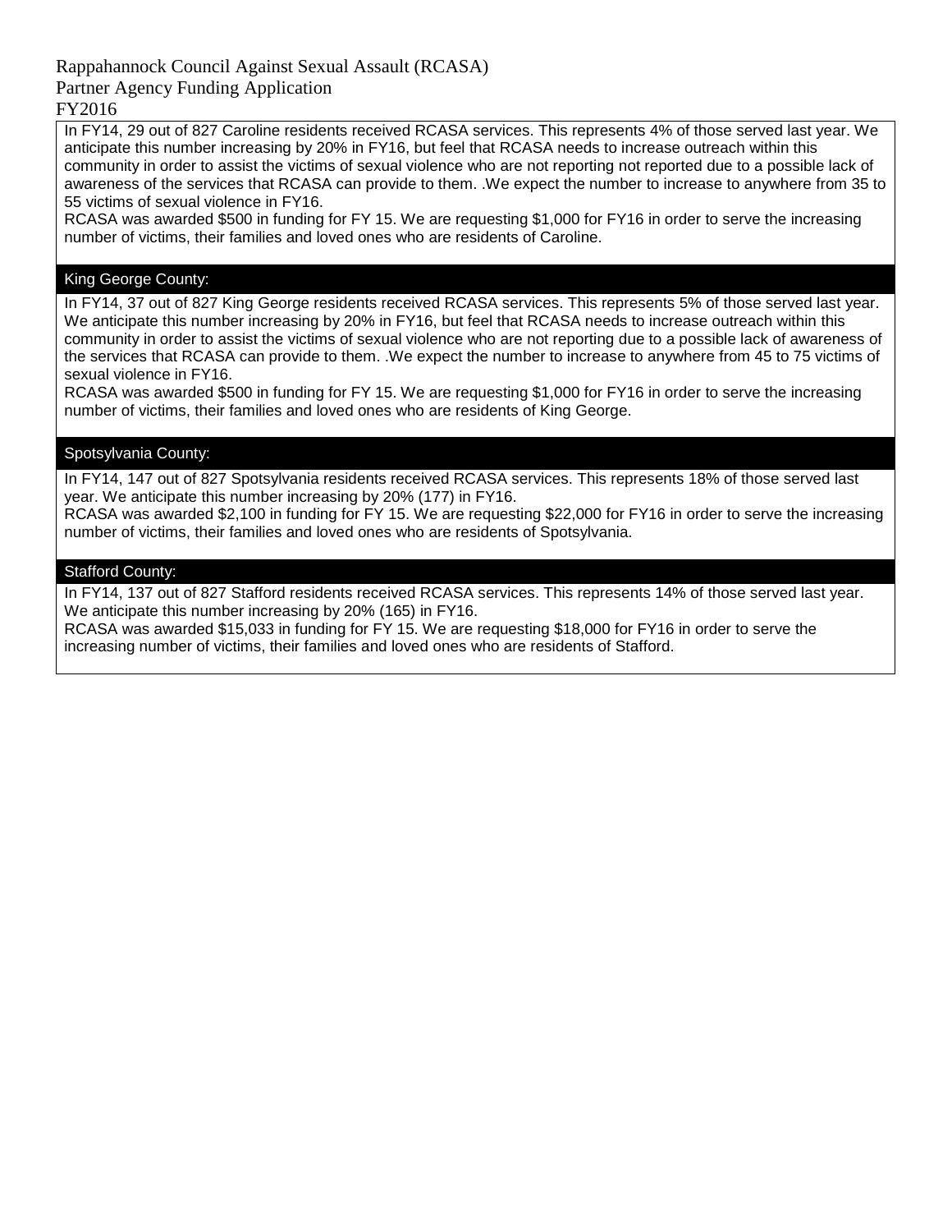Rappahannock Council Against Sexual Assault (RCASA)
Partner Agency Funding Application
FY2016

In FY14, 29 out of 827 Caroline residents received RCASA services. This represents 4% of those served last year. We anticipate this number increasing by 20% in FY16, but feel that RCASA needs to increase outreach within this community in order to assist the victims of sexual violence who are not reporting not reported due to a possible lack of awareness of the services that RCASA can provide to them. .We expect the number to increase to anywhere from 35 to 55 victims of sexual violence in FY16.

RCASA was awarded $500 in funding for FY 15. We are requesting $1,000 for FY16 in order to serve the increasing number of victims, their families and loved ones who are residents of Caroline.

## King George County:

In FY14, 37 out of 827 King George residents received RCASA services. This represents 5% of those served last year. We anticipate this number increasing by 20% in FY16, but feel that RCASA needs to increase outreach within this community in order to assist the victims of sexual violence who are not reporting due to a possible lack of awareness of the services that RCASA can provide to them. .We expect the number to increase to anywhere from 45 to 75 victims of sexual violence in FY16.

RCASA was awarded $500 in funding for FY 15. We are requesting $1,000 for FY16 in order to serve the increasing number of victims, their families and loved ones who are residents of King George.

## Spotsylvania County:

In FY14, 147 out of 827 Spotsylvania residents received RCASA services. This represents 18% of those served last year. We anticipate this number increasing by 20% (177) in FY16.

RCASA was awarded $2,100 in funding for FY 15. We are requesting $22,000 for FY16 in order to serve the increasing number of victims, their families and loved ones who are residents of Spotsylvania.

## Stafford County:

In FY14, 137 out of 827 Stafford residents received RCASA services. This represents 14% of those served last year. We anticipate this number increasing by 20% (165) in FY16.

RCASA was awarded $15,033 in funding for FY 15. We are requesting $18,000 for FY16 in order to serve the increasing number of victims, their families and loved ones who are residents of Stafford.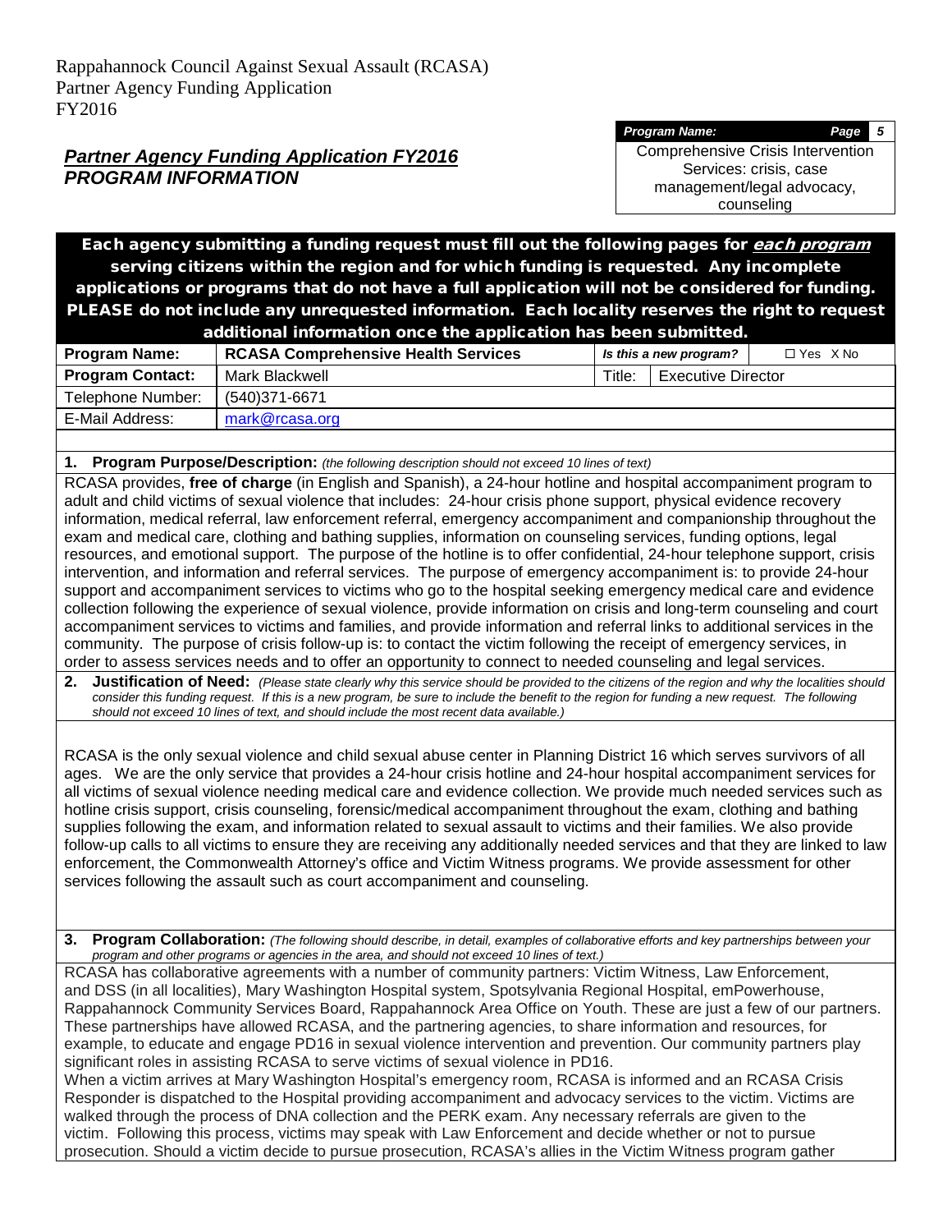Rappahannock Council Against Sexual Assault (RCASA)
Partner Agency Funding Application
FY2016

## *Partner Agency Funding Application FY2016*
## *PROGRAM INFORMATION*

| *Program Name:* | *Page 5* |
|---|---|
| Comprehensive Crisis Intervention Services: crisis, case management/legal advocacy, counseling | |

**Each agency submitting a funding request must fill out the following pages for *each program* serving citizens within the region and for which funding is requested. Any incomplete applications or programs that do not have a full application will not be considered for funding. PLEASE do not include any unrequested information. Each locality reserves the right to request additional information once the application has been submitted.**

| **Program Name:** | **RCASA Comprehensive Health Services** | *Is this a new program?* | ☐ Yes X No |
|---|---|---|---|
| **Program Contact:** | Mark Blackwell | Title: | Executive Director |
| Telephone Number: | (540)371-6671 | | |
| E-Mail Address: | mark@rcasa.org | | |

**1. Program Purpose/Description:** *(the following description should not exceed 10 lines of text)*

RCASA provides, **free of charge** (in English and Spanish), a 24-hour hotline and hospital accompaniment program to adult and child victims of sexual violence that includes: 24-hour crisis phone support, physical evidence recovery information, medical referral, law enforcement referral, emergency accompaniment and companionship throughout the exam and medical care, clothing and bathing supplies, information on counseling services, funding options, legal resources, and emotional support. The purpose of the hotline is to offer confidential, 24-hour telephone support, crisis intervention, and information and referral services. The purpose of emergency accompaniment is: to provide 24-hour support and accompaniment services to victims who go to the hospital seeking emergency medical care and evidence collection following the experience of sexual violence, provide information on crisis and long-term counseling and court accompaniment services to victims and families, and provide information and referral links to additional services in the community. The purpose of crisis follow-up is: to contact the victim following the receipt of emergency services, in order to assess services needs and to offer an opportunity to connect to needed counseling and legal services.

**2. Justification of Need:** *(Please state clearly why this service should be provided to the citizens of the region and why the localities should consider this funding request. If this is a new program, be sure to include the benefit to the region for funding a new request. The following should not exceed 10 lines of text, and should include the most recent data available.)*

RCASA is the only sexual violence and child sexual abuse center in Planning District 16 which serves survivors of all ages. We are the only service that provides a 24-hour crisis hotline and 24-hour hospital accompaniment services for all victims of sexual violence needing medical care and evidence collection. We provide much needed services such as hotline crisis support, crisis counseling, forensic/medical accompaniment throughout the exam, clothing and bathing supplies following the exam, and information related to sexual assault to victims and their families. We also provide follow-up calls to all victims to ensure they are receiving any additionally needed services and that they are linked to law enforcement, the Commonwealth Attorney's office and Victim Witness programs. We provide assessment for other services following the assault such as court accompaniment and counseling.

**3. Program Collaboration:** *(The following should describe, in detail, examples of collaborative efforts and key partnerships between your program and other programs or agencies in the area, and should not exceed 10 lines of text.)*

RCASA has collaborative agreements with a number of community partners: Victim Witness, Law Enforcement, and DSS (in all localities), Mary Washington Hospital system, Spotsylvania Regional Hospital, emPowerhouse, Rappahannock Community Services Board, Rappahannock Area Office on Youth. These are just a few of our partners. These partnerships have allowed RCASA, and the partnering agencies, to share information and resources, for example, to educate and engage PD16 in sexual violence intervention and prevention. Our community partners play significant roles in assisting RCASA to serve victims of sexual violence in PD16.
When a victim arrives at Mary Washington Hospital's emergency room, RCASA is informed and an RCASA Crisis Responder is dispatched to the Hospital providing accompaniment and advocacy services to the victim. Victims are walked through the process of DNA collection and the PERK exam. Any necessary referrals are given to the victim. Following this process, victims may speak with Law Enforcement and decide whether or not to pursue prosecution. Should a victim decide to pursue prosecution, RCASA's allies in the Victim Witness program gather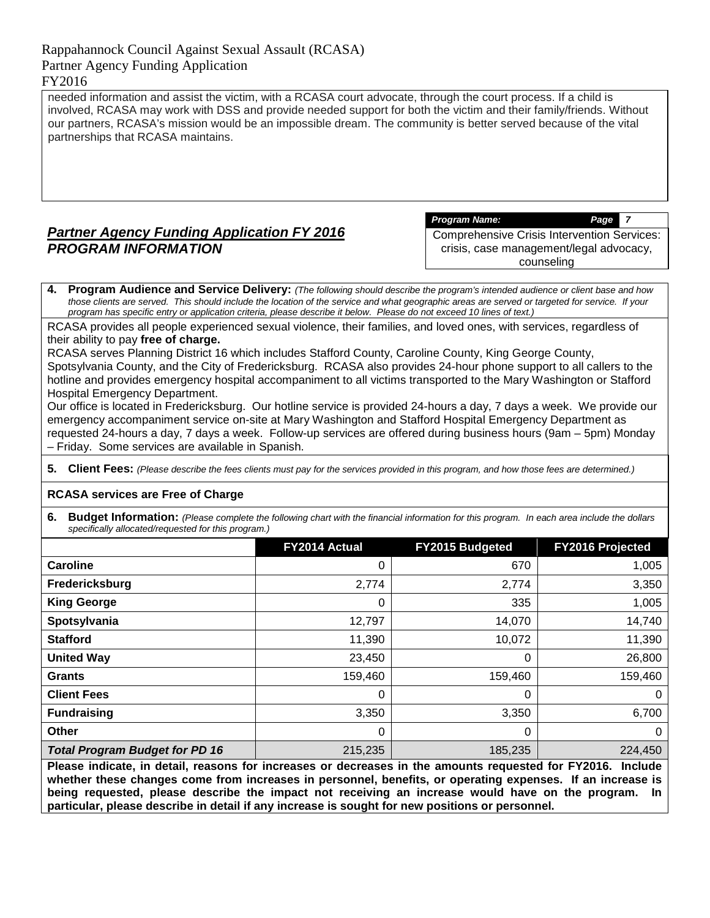needed information and assist the victim, with a RCASA court advocate, through the court process. If a child is involved, RCASA may work with DSS and provide needed support for both the victim and their family/friends. Without our partners, RCASA's mission would be an impossible dream. The community is better served because of the vital partnerships that RCASA maintains.

## ***Partner Agency Funding Application FY 2016***
## ***PROGRAM INFORMATION***

| ***Program Name:*** | ***Page 7*** |
|---|---|
| Comprehensive Crisis Intervention Services: crisis, case management/legal advocacy, counseling | |

**4. Program Audience and Service Delivery:** *(The following should describe the program's intended audience or client base and how those clients are served. This should include the location of the service and what geographic areas are served or targeted for service. If your program has specific entry or application criteria, please describe it below. Please do not exceed 10 lines of text.)*

RCASA provides all people experienced sexual violence, their families, and loved ones, with services, regardless of their ability to pay **free of charge.**

RCASA serves Planning District 16 which includes Stafford County, Caroline County, King George County, Spotsylvania County, and the City of Fredericksburg. RCASA also provides 24-hour phone support to all callers to the hotline and provides emergency hospital accompaniment to all victims transported to the Mary Washington or Stafford Hospital Emergency Department.

Our office is located in Fredericksburg. Our hotline service is provided 24-hours a day, 7 days a week. We provide our emergency accompaniment service on-site at Mary Washington and Stafford Hospital Emergency Department as requested 24-hours a day, 7 days a week. Follow-up services are offered during business hours (9am – 5pm) Monday – Friday. Some services are available in Spanish.

**5. Client Fees:** *(Please describe the fees clients must pay for the services provided in this program, and how those fees are determined.)*

**RCASA services are Free of Charge**

**6. Budget Information:** *(Please complete the following chart with the financial information for this program. In each area include the dollars specifically allocated/requested for this program.)*

| | FY2014 Actual | FY2015 Budgeted | FY2016 Projected |
|---|---|---|---|
| **Caroline** | 0 | 670 | 1,005 |
| **Fredericksburg** | 2,774 | 2,774 | 3,350 |
| **King George** | 0 | 335 | 1,005 |
| **Spotsylvania** | 12,797 | 14,070 | 14,740 |
| **Stafford** | 11,390 | 10,072 | 11,390 |
| **United Way** | 23,450 | 0 | 26,800 |
| **Grants** | 159,460 | 159,460 | 159,460 |
| **Client Fees** | 0 | 0 | 0 |
| **Fundraising** | 3,350 | 3,350 | 6,700 |
| **Other** | 0 | 0 | 0 |
| ***Total Program Budget for PD 16*** | 215,235 | 185,235 | 224,450 |

**Please indicate, in detail, reasons for increases or decreases in the amounts requested for FY2016. Include whether these changes come from increases in personnel, benefits, or operating expenses. If an increase is being requested, please describe the impact not receiving an increase would have on the program. In particular, please describe in detail if any increase is sought for new positions or personnel.**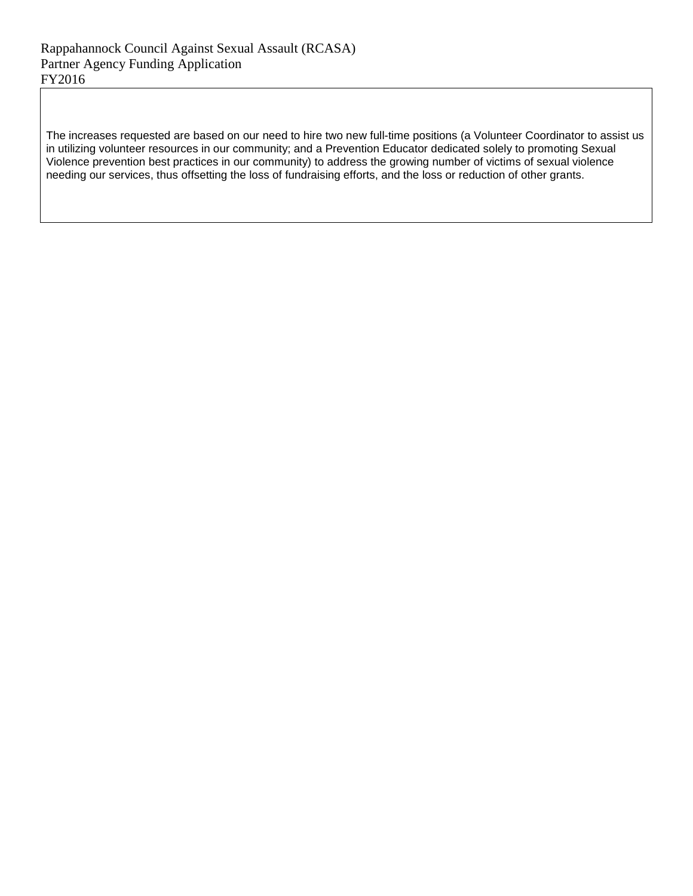The increases requested are based on our need to hire two new full-time positions (a Volunteer Coordinator to assist us in utilizing volunteer resources in our community; and a Prevention Educator dedicated solely to promoting Sexual Violence prevention best practices in our community) to address the growing number of victims of sexual violence needing our services, thus offsetting the loss of fundraising efforts, and the loss or reduction of other grants.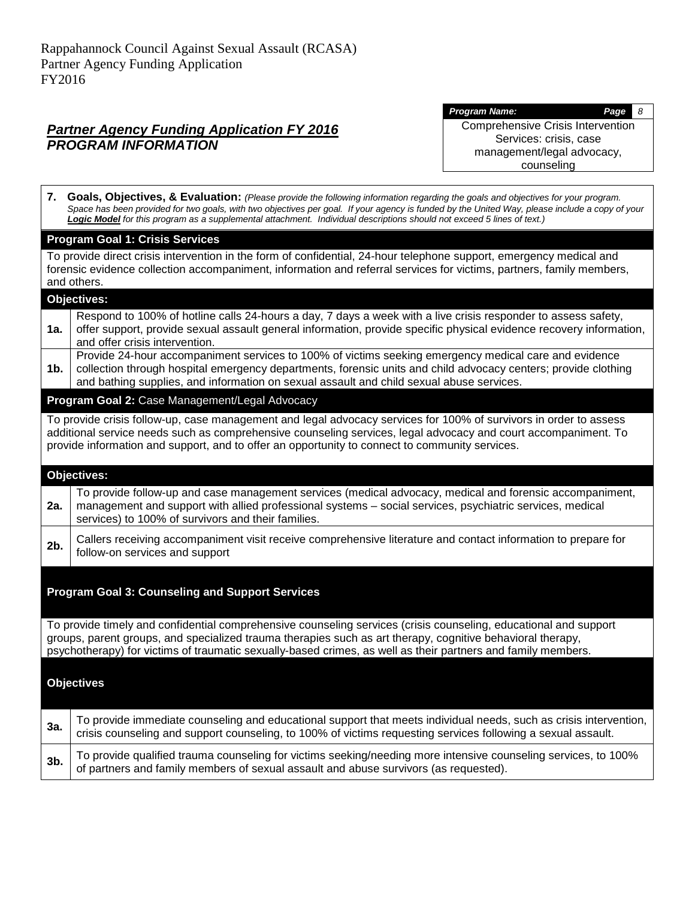Rappahannock Council Against Sexual Assault (RCASA)
Partner Agency Funding Application
FY2016

## *Partner Agency Funding Application FY 2016*
## *PROGRAM INFORMATION*

| *Program Name:* |
|---|
| Comprehensive Crisis Intervention Services: crisis, case management/legal advocacy, counseling |

**7. Goals, Objectives, & Evaluation:** *(Please provide the following information regarding the goals and objectives for your program. Space has been provided for two goals, with two objectives per goal. If your agency is funded by the United Way, please include a copy of your **Logic Model** for this program as a supplemental attachment. Individual descriptions should not exceed 5 lines of text.)*

**Program Goal 1: Crisis Services**

To provide direct crisis intervention in the form of confidential, 24-hour telephone support, emergency medical and forensic evidence collection accompaniment, information and referral services for victims, partners, family members, and others.

**Objectives:**

| | |
|---|---|
| **1a.** | Respond to 100% of hotline calls 24-hours a day, 7 days a week with a live crisis responder to assess safety, offer support, provide sexual assault general information, provide specific physical evidence recovery information, and offer crisis intervention. |
| **1b.** | Provide 24-hour accompaniment services to 100% of victims seeking emergency medical care and evidence collection through hospital emergency departments, forensic units and child advocacy centers; provide clothing and bathing supplies, and information on sexual assault and child sexual abuse services. |

**Program Goal 2:** Case Management/Legal Advocacy

To provide crisis follow-up, case management and legal advocacy services for 100% of survivors in order to assess additional service needs such as comprehensive counseling services, legal advocacy and court accompaniment. To provide information and support, and to offer an opportunity to connect to community services.

**Objectives:**

| | |
|---|---|
| **2a.** | To provide follow-up and case management services (medical advocacy, medical and forensic accompaniment, management and support with allied professional systems – social services, psychiatric services, medical services) to 100% of survivors and their families. |
| **2b.** | Callers receiving accompaniment visit receive comprehensive literature and contact information to prepare for follow-on services and support |

**Program Goal 3: Counseling and Support Services**

To provide timely and confidential comprehensive counseling services (crisis counseling, educational and support groups, parent groups, and specialized trauma therapies such as art therapy, cognitive behavioral therapy, psychotherapy) for victims of traumatic sexually-based crimes, as well as their partners and family members.

**Objectives**

| | |
|---|---|
| **3a.** | To provide immediate counseling and educational support that meets individual needs, such as crisis intervention, crisis counseling and support counseling, to 100% of victims requesting services following a sexual assault. |
| **3b.** | To provide qualified trauma counseling for victims seeking/needing more intensive counseling services, to 100% of partners and family members of sexual assault and abuse survivors (as requested). |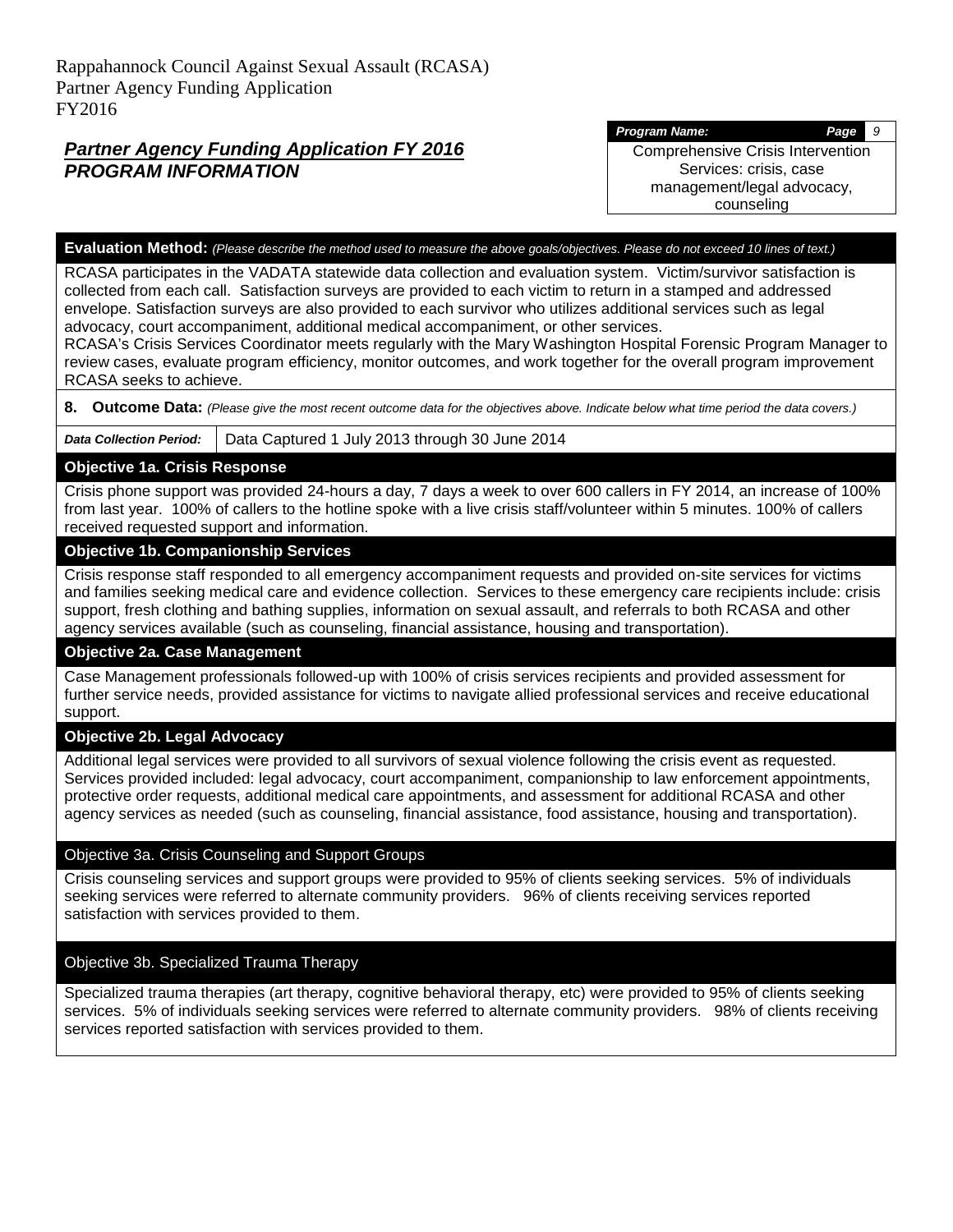Rappahannock Council Against Sexual Assault (RCASA)
Partner Agency Funding Application
FY2016

## *Partner Agency Funding Application FY 2016*
## *PROGRAM INFORMATION*

| *Program Name:* |
|---|
| Comprehensive Crisis Intervention Services: crisis, case management/legal advocacy, counseling |

**Evaluation Method:** *(Please describe the method used to measure the above goals/objectives. Please do not exceed 10 lines of text.)*

RCASA participates in the VADATA statewide data collection and evaluation system. Victim/survivor satisfaction is collected from each call. Satisfaction surveys are provided to each victim to return in a stamped and addressed envelope. Satisfaction surveys are also provided to each survivor who utilizes additional services such as legal advocacy, court accompaniment, additional medical accompaniment, or other services.
RCASA's Crisis Services Coordinator meets regularly with the Mary Washington Hospital Forensic Program Manager to review cases, evaluate program efficiency, monitor outcomes, and work together for the overall program improvement RCASA seeks to achieve.

**8. Outcome Data:** *(Please give the most recent outcome data for the objectives above. Indicate below what time period the data covers.)*

| *Data Collection Period:* | Data Captured 1 July 2013 through 30 June 2014 |
|---|---|

**Objective 1a. Crisis Response**

Crisis phone support was provided 24-hours a day, 7 days a week to over 600 callers in FY 2014, an increase of 100% from last year. 100% of callers to the hotline spoke with a live crisis staff/volunteer within 5 minutes. 100% of callers received requested support and information.

**Objective 1b. Companionship Services**

Crisis response staff responded to all emergency accompaniment requests and provided on-site services for victims and families seeking medical care and evidence collection. Services to these emergency care recipients include: crisis support, fresh clothing and bathing supplies, information on sexual assault, and referrals to both RCASA and other agency services available (such as counseling, financial assistance, housing and transportation).

**Objective 2a. Case Management**

Case Management professionals followed-up with 100% of crisis services recipients and provided assessment for further service needs, provided assistance for victims to navigate allied professional services and receive educational support.

**Objective 2b. Legal Advocacy**

Additional legal services were provided to all survivors of sexual violence following the crisis event as requested. Services provided included: legal advocacy, court accompaniment, companionship to law enforcement appointments, protective order requests, additional medical care appointments, and assessment for additional RCASA and other agency services as needed (such as counseling, financial assistance, food assistance, housing and transportation).

Objective 3a. Crisis Counseling and Support Groups

Crisis counseling services and support groups were provided to 95% of clients seeking services. 5% of individuals seeking services were referred to alternate community providers. 96% of clients receiving services reported satisfaction with services provided to them.

Objective 3b. Specialized Trauma Therapy

Specialized trauma therapies (art therapy, cognitive behavioral therapy, etc) were provided to 95% of clients seeking services. 5% of individuals seeking services were referred to alternate community providers. 98% of clients receiving services reported satisfaction with services provided to them.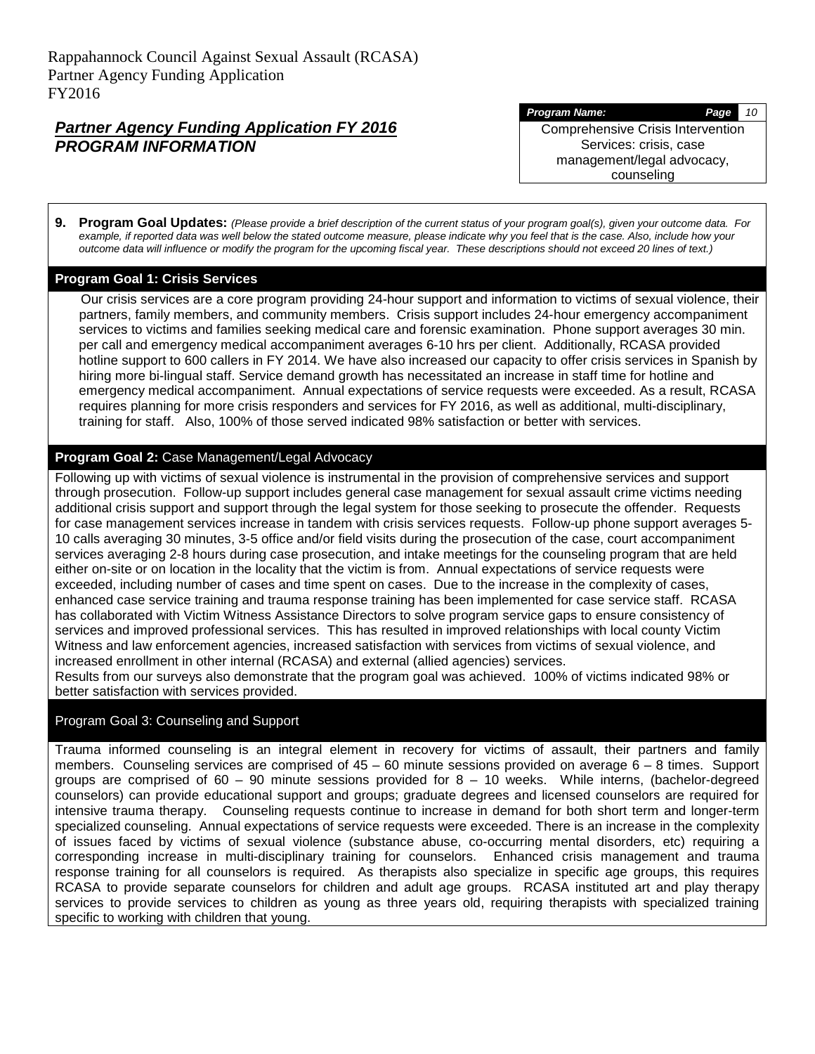Rappahannock Council Against Sexual Assault (RCASA)
Partner Agency Funding Application
FY2016

## *Partner Agency Funding Application FY 2016*
## *PROGRAM INFORMATION*

| *Program Name:* |
|---|
| Comprehensive Crisis Intervention Services: crisis, case management/legal advocacy, counseling |

**9. Program Goal Updates:** *(Please provide a brief description of the current status of your program goal(s), given your outcome data. For example, if reported data was well below the stated outcome measure, please indicate why you feel that is the case. Also, include how your outcome data will influence or modify the program for the upcoming fiscal year. These descriptions should not exceed 20 lines of text.)*

### Program Goal 1: Crisis Services

Our crisis services are a core program providing 24-hour support and information to victims of sexual violence, their partners, family members, and community members. Crisis support includes 24-hour emergency accompaniment services to victims and families seeking medical care and forensic examination. Phone support averages 30 min. per call and emergency medical accompaniment averages 6-10 hrs per client. Additionally, RCASA provided hotline support to 600 callers in FY 2014. We have also increased our capacity to offer crisis services in Spanish by hiring more bi-lingual staff. Service demand growth has necessitated an increase in staff time for hotline and emergency medical accompaniment. Annual expectations of service requests were exceeded. As a result, RCASA requires planning for more crisis responders and services for FY 2016, as well as additional, multi-disciplinary, training for staff. Also, 100% of those served indicated 98% satisfaction or better with services.

### Program Goal 2: Case Management/Legal Advocacy

Following up with victims of sexual violence is instrumental in the provision of comprehensive services and support through prosecution. Follow-up support includes general case management for sexual assault crime victims needing additional crisis support and support through the legal system for those seeking to prosecute the offender. Requests for case management services increase in tandem with crisis services requests. Follow-up phone support averages 5-10 calls averaging 30 minutes, 3-5 office and/or field visits during the prosecution of the case, court accompaniment services averaging 2-8 hours during case prosecution, and intake meetings for the counseling program that are held either on-site or on location in the locality that the victim is from. Annual expectations of service requests were exceeded, including number of cases and time spent on cases. Due to the increase in the complexity of cases, enhanced case service training and trauma response training has been implemented for case service staff. RCASA has collaborated with Victim Witness Assistance Directors to solve program service gaps to ensure consistency of services and improved professional services. This has resulted in improved relationships with local county Victim Witness and law enforcement agencies, increased satisfaction with services from victims of sexual violence, and increased enrollment in other internal (RCASA) and external (allied agencies) services.
Results from our surveys also demonstrate that the program goal was achieved. 100% of victims indicated 98% or better satisfaction with services provided.

### Program Goal 3: Counseling and Support

Trauma informed counseling is an integral element in recovery for victims of assault, their partners and family members. Counseling services are comprised of 45 – 60 minute sessions provided on average 6 – 8 times. Support groups are comprised of 60 – 90 minute sessions provided for 8 – 10 weeks. While interns, (bachelor-degreed counselors) can provide educational support and groups; graduate degrees and licensed counselors are required for intensive trauma therapy. Counseling requests continue to increase in demand for both short term and longer-term specialized counseling. Annual expectations of service requests were exceeded. There is an increase in the complexity of issues faced by victims of sexual violence (substance abuse, co-occurring mental disorders, etc) requiring a corresponding increase in multi-disciplinary training for counselors. Enhanced crisis management and trauma response training for all counselors is required. As therapists also specialize in specific age groups, this requires RCASA to provide separate counselors for children and adult age groups. RCASA instituted art and play therapy services to provide services to children as young as three years old, requiring therapists with specialized training specific to working with children that young.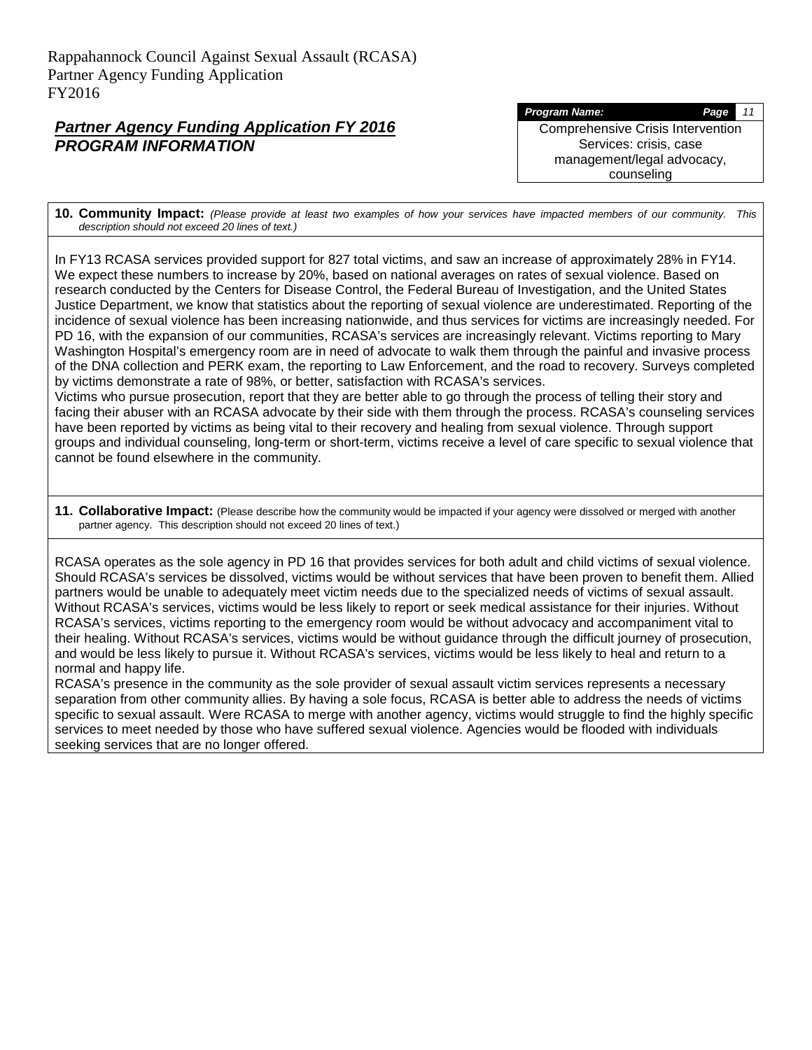Rappahannock Council Against Sexual Assault (RCASA)
Partner Agency Funding Application
FY2016

## ***Partner Agency Funding Application FY 2016***
## ***PROGRAM INFORMATION***

| ***Program Name:*** | ***Page*** *11* |
|---|---|
| Comprehensive Crisis Intervention Services: crisis, case management/legal advocacy, counseling | |

**10. Community Impact:** *(Please provide at least two examples of how your services have impacted members of our community. This description should not exceed 20 lines of text.)*

In FY13 RCASA services provided support for 827 total victims, and saw an increase of approximately 28% in FY14. We expect these numbers to increase by 20%, based on national averages on rates of sexual violence. Based on research conducted by the Centers for Disease Control, the Federal Bureau of Investigation, and the United States Justice Department, we know that statistics about the reporting of sexual violence are underestimated. Reporting of the incidence of sexual violence has been increasing nationwide, and thus services for victims are increasingly needed. For PD 16, with the expansion of our communities, RCASA's services are increasingly relevant. Victims reporting to Mary Washington Hospital's emergency room are in need of advocate to walk them through the painful and invasive process of the DNA collection and PERK exam, the reporting to Law Enforcement, and the road to recovery. Surveys completed by victims demonstrate a rate of 98%, or better, satisfaction with RCASA's services.

Victims who pursue prosecution, report that they are better able to go through the process of telling their story and facing their abuser with an RCASA advocate by their side with them through the process. RCASA's counseling services have been reported by victims as being vital to their recovery and healing from sexual violence. Through support groups and individual counseling, long-term or short-term, victims receive a level of care specific to sexual violence that cannot be found elsewhere in the community.

**11. Collaborative Impact:** (Please describe how the community would be impacted if your agency were dissolved or merged with another partner agency. This description should not exceed 20 lines of text.)

RCASA operates as the sole agency in PD 16 that provides services for both adult and child victims of sexual violence. Should RCASA's services be dissolved, victims would be without services that have been proven to benefit them. Allied partners would be unable to adequately meet victim needs due to the specialized needs of victims of sexual assault. Without RCASA's services, victims would be less likely to report or seek medical assistance for their injuries. Without RCASA's services, victims reporting to the emergency room would be without advocacy and accompaniment vital to their healing. Without RCASA's services, victims would be without guidance through the difficult journey of prosecution, and would be less likely to pursue it. Without RCASA's services, victims would be less likely to heal and return to a normal and happy life.

RCASA's presence in the community as the sole provider of sexual assault victim services represents a necessary separation from other community allies. By having a sole focus, RCASA is better able to address the needs of victims specific to sexual assault. Were RCASA to merge with another agency, victims would struggle to find the highly specific services to meet needed by those who have suffered sexual violence. Agencies would be flooded with individuals seeking services that are no longer offered.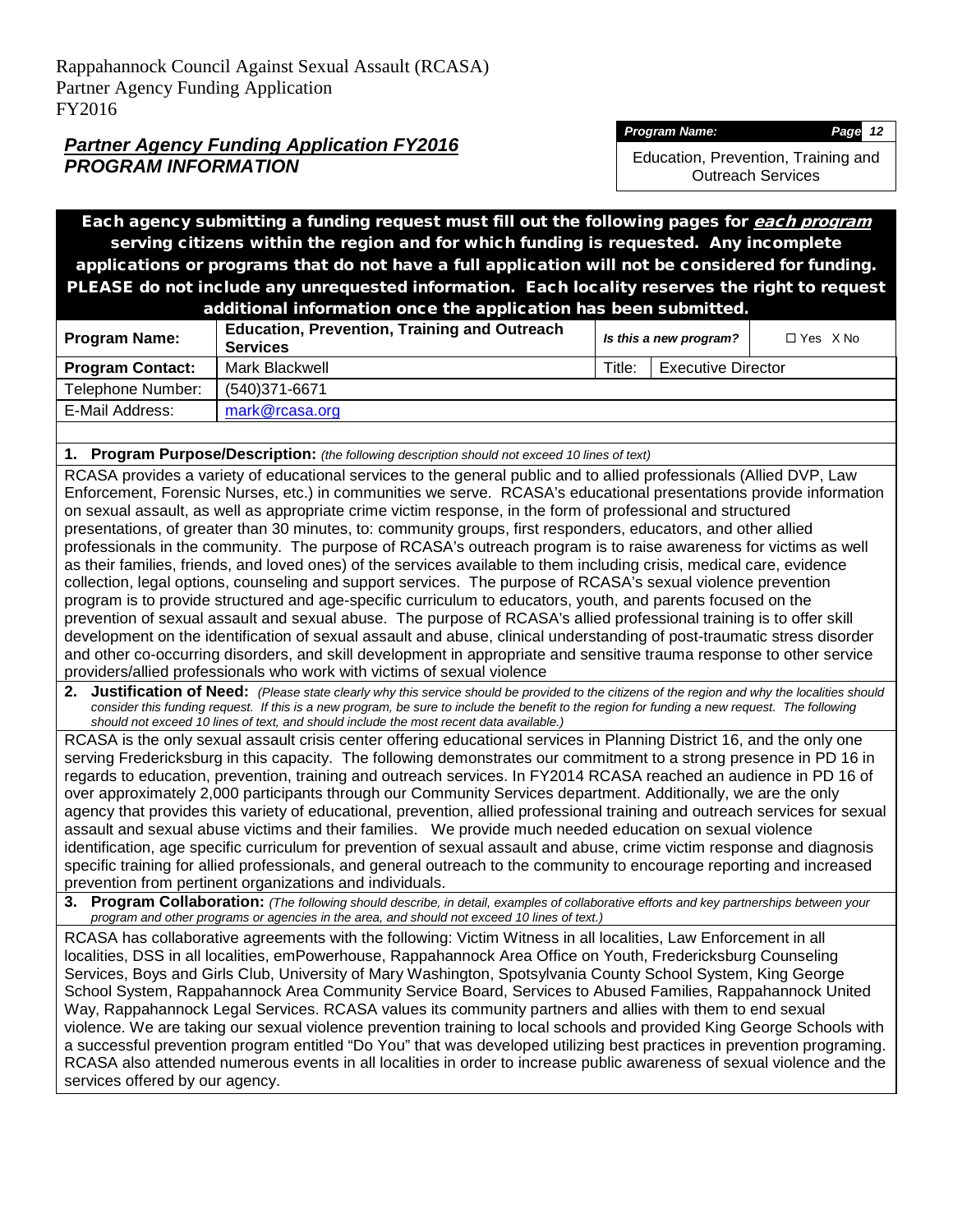Rappahannock Council Against Sexual Assault (RCASA)
Partner Agency Funding Application
FY2016

## ***Partner Agency Funding Application FY2016***
## ***PROGRAM INFORMATION***

| *Program Name:* | *Page 12* |
|---|---|
| Education, Prevention, Training and Outreach Services | |

**Each agency submitting a funding request must fill out the following pages for *each program* serving citizens within the region and for which funding is requested. Any incomplete applications or programs that do not have a full application will not be considered for funding. PLEASE do not include any unrequested information. Each locality reserves the right to request additional information once the application has been submitted.**

| **Program Name:** | **Education, Prevention, Training and Outreach Services** | *Is this a new program?* | ☐ Yes X No |
|---|---|---|---|
| **Program Contact:** | Mark Blackwell | Title: | Executive Director |
| Telephone Number: | (540)371-6671 | | |
| E-Mail Address: | mark@rcasa.org | | |

**1. Program Purpose/Description:** *(the following description should not exceed 10 lines of text)*

RCASA provides a variety of educational services to the general public and to allied professionals (Allied DVP, Law Enforcement, Forensic Nurses, etc.) in communities we serve. RCASA's educational presentations provide information on sexual assault, as well as appropriate crime victim response, in the form of professional and structured presentations, of greater than 30 minutes, to: community groups, first responders, educators, and other allied professionals in the community. The purpose of RCASA's outreach program is to raise awareness for victims as well as their families, friends, and loved ones) of the services available to them including crisis, medical care, evidence collection, legal options, counseling and support services. The purpose of RCASA's sexual violence prevention program is to provide structured and age-specific curriculum to educators, youth, and parents focused on the prevention of sexual assault and sexual abuse. The purpose of RCASA's allied professional training is to offer skill development on the identification of sexual assault and abuse, clinical understanding of post-traumatic stress disorder and other co-occurring disorders, and skill development in appropriate and sensitive trauma response to other service providers/allied professionals who work with victims of sexual violence

**2. Justification of Need:** *(Please state clearly why this service should be provided to the citizens of the region and why the localities should consider this funding request. If this is a new program, be sure to include the benefit to the region for funding a new request. The following should not exceed 10 lines of text, and should include the most recent data available.)*

RCASA is the only sexual assault crisis center offering educational services in Planning District 16, and the only one serving Fredericksburg in this capacity. The following demonstrates our commitment to a strong presence in PD 16 in regards to education, prevention, training and outreach services. In FY2014 RCASA reached an audience in PD 16 of over approximately 2,000 participants through our Community Services department. Additionally, we are the only agency that provides this variety of educational, prevention, allied professional training and outreach services for sexual assault and sexual abuse victims and their families. We provide much needed education on sexual violence identification, age specific curriculum for prevention of sexual assault and abuse, crime victim response and diagnosis specific training for allied professionals, and general outreach to the community to encourage reporting and increased prevention from pertinent organizations and individuals.

**3. Program Collaboration:** *(The following should describe, in detail, examples of collaborative efforts and key partnerships between your program and other programs or agencies in the area, and should not exceed 10 lines of text.)*

RCASA has collaborative agreements with the following: Victim Witness in all localities, Law Enforcement in all localities, DSS in all localities, emPowerhouse, Rappahannock Area Office on Youth, Fredericksburg Counseling Services, Boys and Girls Club, University of Mary Washington, Spotsylvania County School System, King George School System, Rappahannock Area Community Service Board, Services to Abused Families, Rappahannock United Way, Rappahannock Legal Services. RCASA values its community partners and allies with them to end sexual violence. We are taking our sexual violence prevention training to local schools and provided King George Schools with a successful prevention program entitled "Do You" that was developed utilizing best practices in prevention programing. RCASA also attended numerous events in all localities in order to increase public awareness of sexual violence and the services offered by our agency.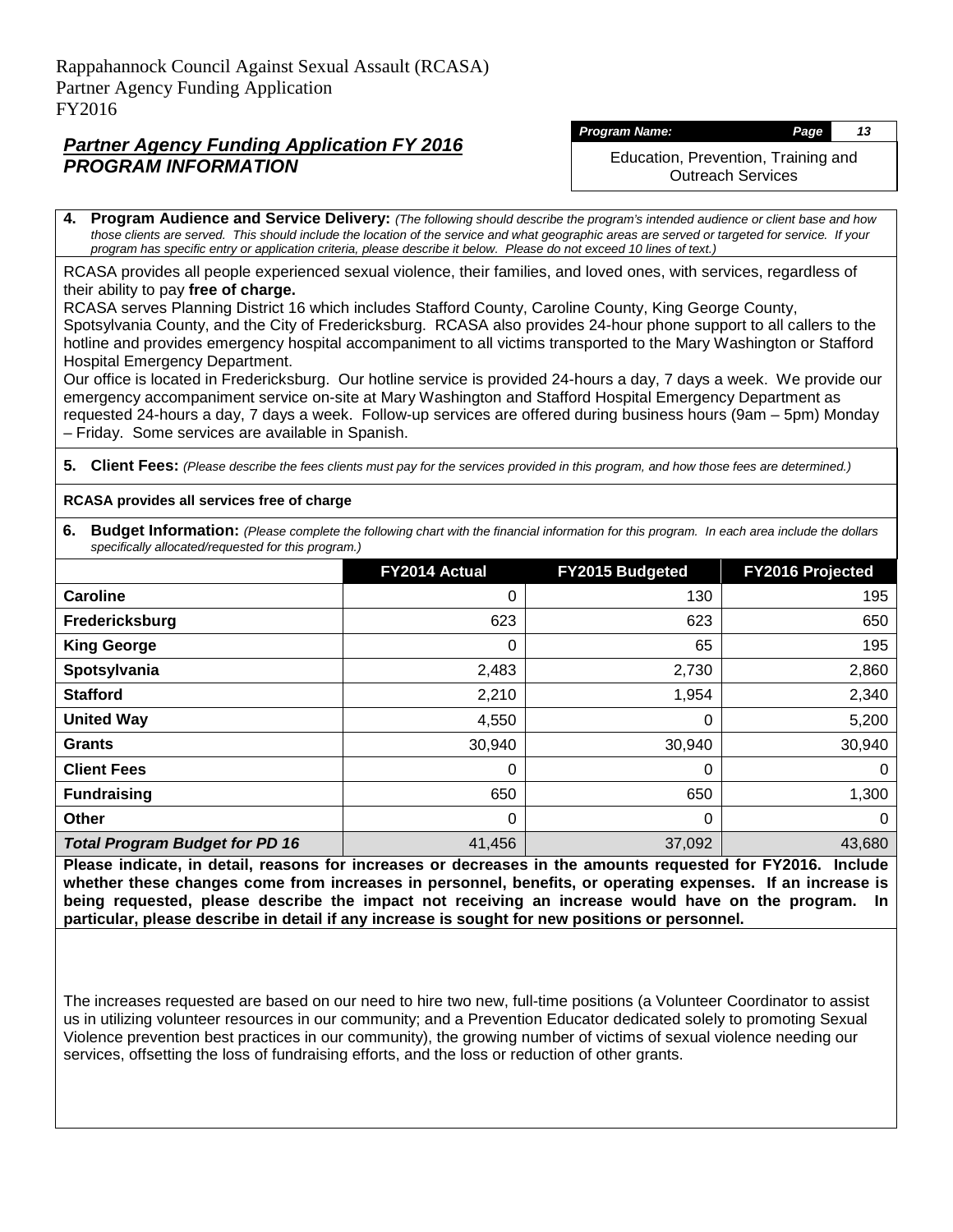Rappahannock Council Against Sexual Assault (RCASA)
Partner Agency Funding Application
FY2016

## *Partner Agency Funding Application FY 2016*
## *PROGRAM INFORMATION*

| *Program Name:* | *Page* *13* |
|---|---|
| Education, Prevention, Training and Outreach Services | |

**4. Program Audience and Service Delivery:** *(The following should describe the program's intended audience or client base and how those clients are served. This should include the location of the service and what geographic areas are served or targeted for service. If your program has specific entry or application criteria, please describe it below. Please do not exceed 10 lines of text.)*

RCASA provides all people experienced sexual violence, their families, and loved ones, with services, regardless of their ability to pay **free of charge.**
RCASA serves Planning District 16 which includes Stafford County, Caroline County, King George County, Spotsylvania County, and the City of Fredericksburg. RCASA also provides 24-hour phone support to all callers to the hotline and provides emergency hospital accompaniment to all victims transported to the Mary Washington or Stafford Hospital Emergency Department.
Our office is located in Fredericksburg. Our hotline service is provided 24-hours a day, 7 days a week. We provide our emergency accompaniment service on-site at Mary Washington and Stafford Hospital Emergency Department as requested 24-hours a day, 7 days a week. Follow-up services are offered during business hours (9am – 5pm) Monday – Friday. Some services are available in Spanish.

**5. Client Fees:** *(Please describe the fees clients must pay for the services provided in this program, and how those fees are determined.)*

**RCASA provides all services free of charge**

**6. Budget Information:** *(Please complete the following chart with the financial information for this program. In each area include the dollars specifically allocated/requested for this program.)*

| | FY2014 Actual | FY2015 Budgeted | FY2016 Projected |
|---|---|---|---|
| **Caroline** | 0 | 130 | 195 |
| **Fredericksburg** | 623 | 623 | 650 |
| **King George** | 0 | 65 | 195 |
| **Spotsylvania** | 2,483 | 2,730 | 2,860 |
| **Stafford** | 2,210 | 1,954 | 2,340 |
| **United Way** | 4,550 | 0 | 5,200 |
| **Grants** | 30,940 | 30,940 | 30,940 |
| **Client Fees** | 0 | 0 | 0 |
| **Fundraising** | 650 | 650 | 1,300 |
| **Other** | 0 | 0 | 0 |
| ***Total Program Budget for PD 16*** | 41,456 | 37,092 | 43,680 |

**Please indicate, in detail, reasons for increases or decreases in the amounts requested for FY2016. Include whether these changes come from increases in personnel, benefits, or operating expenses. If an increase is being requested, please describe the impact not receiving an increase would have on the program. In particular, please describe in detail if any increase is sought for new positions or personnel.**

The increases requested are based on our need to hire two new, full-time positions (a Volunteer Coordinator to assist us in utilizing volunteer resources in our community; and a Prevention Educator dedicated solely to promoting Sexual Violence prevention best practices in our community), the growing number of victims of sexual violence needing our services, offsetting the loss of fundraising efforts, and the loss or reduction of other grants.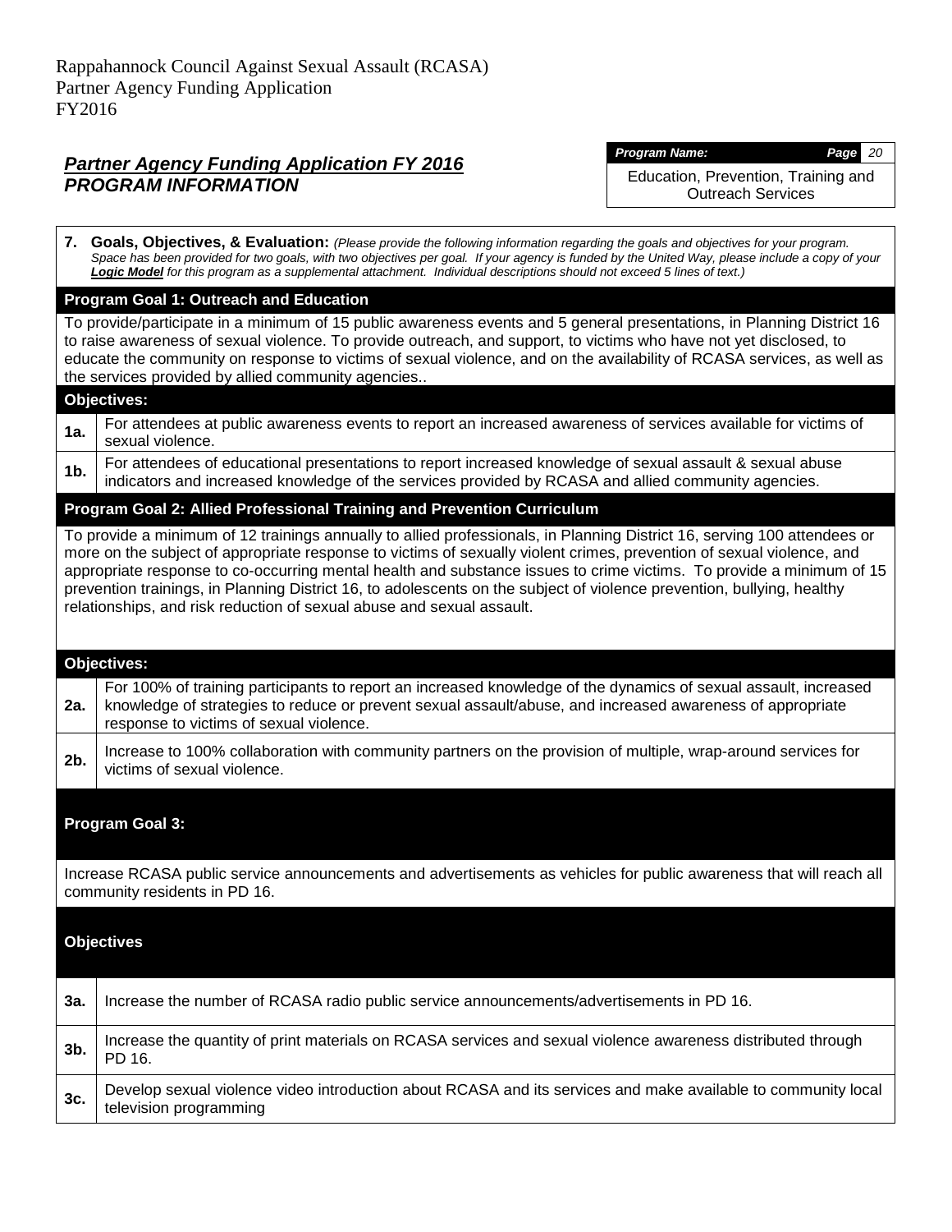Rappahannock Council Against Sexual Assault (RCASA)
Partner Agency Funding Application
FY2016

## *Partner Agency Funding Application FY 2016*
## *PROGRAM INFORMATION*

| *Program Name:* | *Page* 20 |
|---|---|
| Education, Prevention, Training and Outreach Services | |

**7. Goals, Objectives, & Evaluation:** *(Please provide the following information regarding the goals and objectives for your program. Space has been provided for two goals, with two objectives per goal. If your agency is funded by the United Way, please include a copy of your* ***Logic Model*** *for this program as a supplemental attachment. Individual descriptions should not exceed 5 lines of text.)*

**Program Goal 1: Outreach and Education**

To provide/participate in a minimum of 15 public awareness events and 5 general presentations, in Planning District 16 to raise awareness of sexual violence. To provide outreach, and support, to victims who have not yet disclosed, to educate the community on response to victims of sexual violence, and on the availability of RCASA services, as well as the services provided by allied community agencies..

**Objectives:**

| | |
|---|---|
| **1a.** | For attendees at public awareness events to report an increased awareness of services available for victims of sexual violence. |
| **1b.** | For attendees of educational presentations to report increased knowledge of sexual assault & sexual abuse indicators and increased knowledge of the services provided by RCASA and allied community agencies. |

**Program Goal 2: Allied Professional Training and Prevention Curriculum**

To provide a minimum of 12 trainings annually to allied professionals, in Planning District 16, serving 100 attendees or more on the subject of appropriate response to victims of sexually violent crimes, prevention of sexual violence, and appropriate response to co-occurring mental health and substance issues to crime victims. To provide a minimum of 15 prevention trainings, in Planning District 16, to adolescents on the subject of violence prevention, bullying, healthy relationships, and risk reduction of sexual abuse and sexual assault.

**Objectives:**

| | |
|---|---|
| **2a.** | For 100% of training participants to report an increased knowledge of the dynamics of sexual assault, increased knowledge of strategies to reduce or prevent sexual assault/abuse, and increased awareness of appropriate response to victims of sexual violence. |
| **2b.** | Increase to 100% collaboration with community partners on the provision of multiple, wrap-around services for victims of sexual violence. |

**Program Goal 3:**

Increase RCASA public service announcements and advertisements as vehicles for public awareness that will reach all community residents in PD 16.

**Objectives**

| | |
|---|---|
| **3a.** | Increase the number of RCASA radio public service announcements/advertisements in PD 16. |
| **3b.** | Increase the quantity of print materials on RCASA services and sexual violence awareness distributed through PD 16. |
| **3c.** | Develop sexual violence video introduction about RCASA and its services and make available to community local television programming |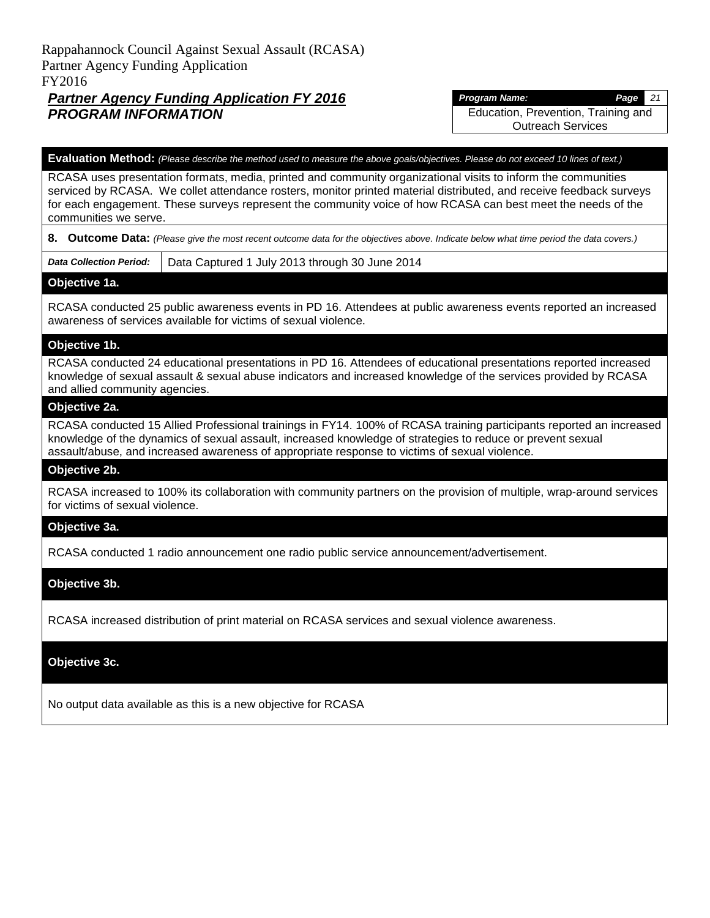Rappahannock Council Against Sexual Assault (RCASA)
Partner Agency Funding Application
FY2016

## *Partner Agency Funding Application FY 2016*
## *PROGRAM INFORMATION*

| *Program Name:* |
| --- |
| Education, Prevention, Training and Outreach Services |

**Evaluation Method:** *(Please describe the method used to measure the above goals/objectives. Please do not exceed 10 lines of text.)*

RCASA uses presentation formats, media, printed and community organizational visits to inform the communities serviced by RCASA. We collet attendance rosters, monitor printed material distributed, and receive feedback surveys for each engagement. These surveys represent the community voice of how RCASA can best meet the needs of the communities we serve.

**8. Outcome Data:** *(Please give the most recent outcome data for the objectives above. Indicate below what time period the data covers.)*

| *Data Collection Period:* | Data Captured 1 July 2013 through 30 June 2014 |
| --- | --- |

**Objective 1a.**

RCASA conducted 25 public awareness events in PD 16. Attendees at public awareness events reported an increased awareness of services available for victims of sexual violence.

**Objective 1b.**

RCASA conducted 24 educational presentations in PD 16. Attendees of educational presentations reported increased knowledge of sexual assault & sexual abuse indicators and increased knowledge of the services provided by RCASA and allied community agencies.

**Objective 2a.**

RCASA conducted 15 Allied Professional trainings in FY14. 100% of RCASA training participants reported an increased knowledge of the dynamics of sexual assault, increased knowledge of strategies to reduce or prevent sexual assault/abuse, and increased awareness of appropriate response to victims of sexual violence.

**Objective 2b.**

RCASA increased to 100% its collaboration with community partners on the provision of multiple, wrap-around services for victims of sexual violence.

**Objective 3a.**

RCASA conducted 1 radio announcement one radio public service announcement/advertisement.

**Objective 3b.**

RCASA increased distribution of print material on RCASA services and sexual violence awareness.

**Objective 3c.**

No output data available as this is a new objective for RCASA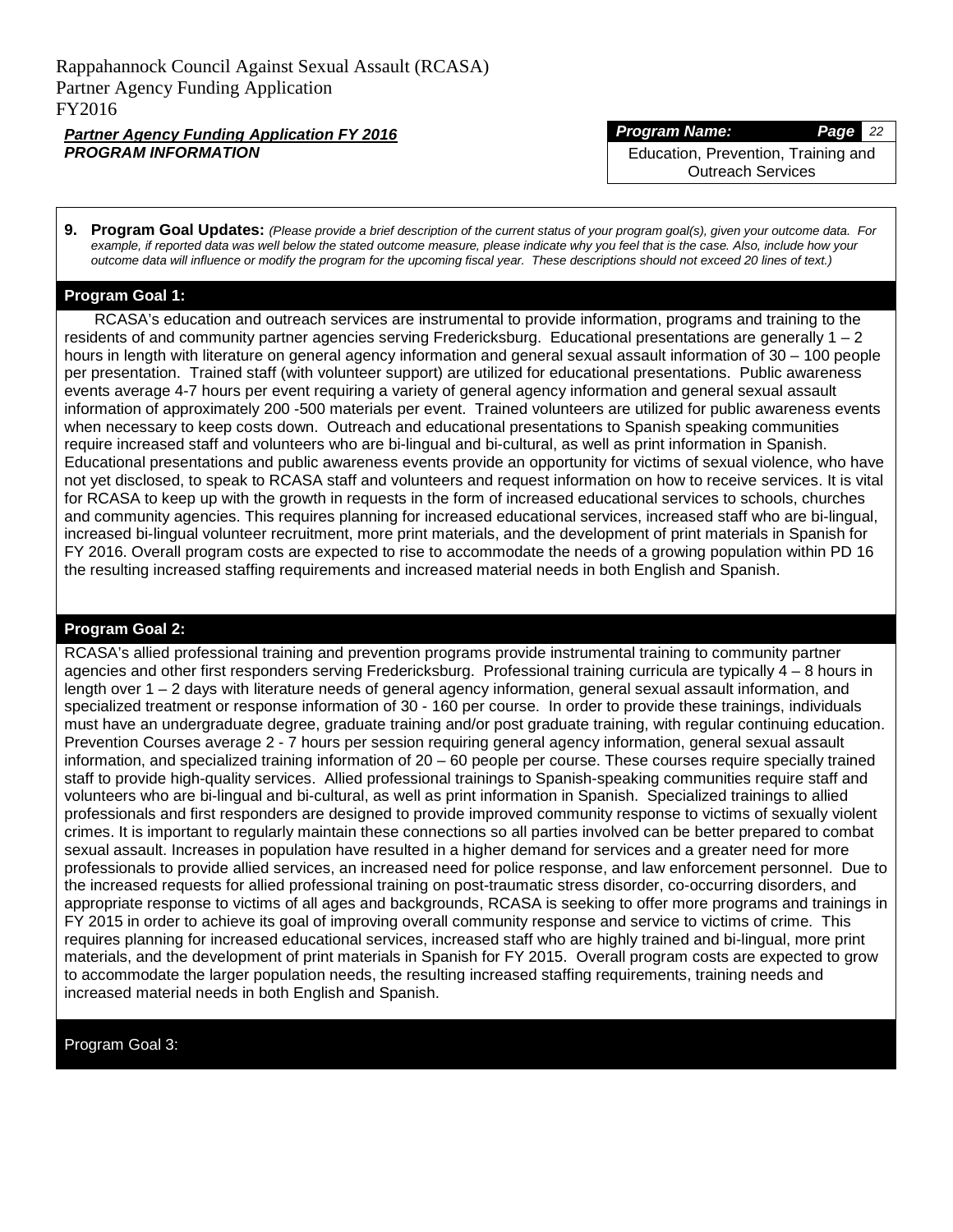Rappahannock Council Against Sexual Assault (RCASA)
Partner Agency Funding Application
FY2016

***Partner Agency Funding Application FY 2016***
***PROGRAM INFORMATION***

| *Program Name:* | *Page 22* |
|---|---|
| Education, Prevention, Training and Outreach Services | |

**9. Program Goal Updates:** *(Please provide a brief description of the current status of your program goal(s), given your outcome data. For example, if reported data was well below the stated outcome measure, please indicate why you feel that is the case. Also, include how your outcome data will influence or modify the program for the upcoming fiscal year. These descriptions should not exceed 20 lines of text.)*

**Program Goal 1:**

RCASA's education and outreach services are instrumental to provide information, programs and training to the residents of and community partner agencies serving Fredericksburg. Educational presentations are generally 1 – 2 hours in length with literature on general agency information and general sexual assault information of 30 – 100 people per presentation. Trained staff (with volunteer support) are utilized for educational presentations. Public awareness events average 4-7 hours per event requiring a variety of general agency information and general sexual assault information of approximately 200 -500 materials per event. Trained volunteers are utilized for public awareness events when necessary to keep costs down. Outreach and educational presentations to Spanish speaking communities require increased staff and volunteers who are bi-lingual and bi-cultural, as well as print information in Spanish. Educational presentations and public awareness events provide an opportunity for victims of sexual violence, who have not yet disclosed, to speak to RCASA staff and volunteers and request information on how to receive services. It is vital for RCASA to keep up with the growth in requests in the form of increased educational services to schools, churches and community agencies. This requires planning for increased educational services, increased staff who are bi-lingual, increased bi-lingual volunteer recruitment, more print materials, and the development of print materials in Spanish for FY 2016. Overall program costs are expected to rise to accommodate the needs of a growing population within PD 16 the resulting increased staffing requirements and increased material needs in both English and Spanish.

**Program Goal 2:**

RCASA's allied professional training and prevention programs provide instrumental training to community partner agencies and other first responders serving Fredericksburg. Professional training curricula are typically 4 – 8 hours in length over 1 – 2 days with literature needs of general agency information, general sexual assault information, and specialized treatment or response information of 30 - 160 per course. In order to provide these trainings, individuals must have an undergraduate degree, graduate training and/or post graduate training, with regular continuing education. Prevention Courses average 2 - 7 hours per session requiring general agency information, general sexual assault information, and specialized training information of 20 – 60 people per course. These courses require specially trained staff to provide high-quality services. Allied professional trainings to Spanish-speaking communities require staff and volunteers who are bi-lingual and bi-cultural, as well as print information in Spanish. Specialized trainings to allied professionals and first responders are designed to provide improved community response to victims of sexually violent crimes. It is important to regularly maintain these connections so all parties involved can be better prepared to combat sexual assault. Increases in population have resulted in a higher demand for services and a greater need for more professionals to provide allied services, an increased need for police response, and law enforcement personnel. Due to the increased requests for allied professional training on post-traumatic stress disorder, co-occurring disorders, and appropriate response to victims of all ages and backgrounds, RCASA is seeking to offer more programs and trainings in FY 2015 in order to achieve its goal of improving overall community response and service to victims of crime. This requires planning for increased educational services, increased staff who are highly trained and bi-lingual, more print materials, and the development of print materials in Spanish for FY 2015. Overall program costs are expected to grow to accommodate the larger population needs, the resulting increased staffing requirements, training needs and increased material needs in both English and Spanish.

Program Goal 3: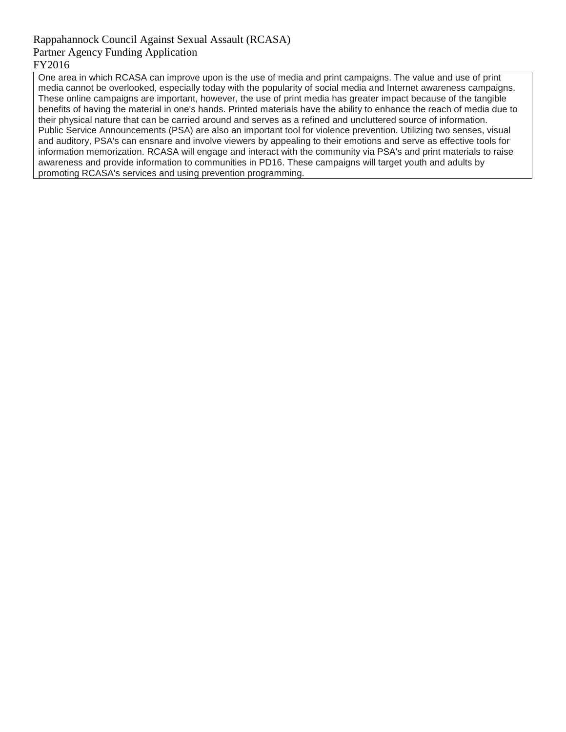Rappahannock Council Against Sexual Assault (RCASA)
Partner Agency Funding Application
FY2016

One area in which RCASA can improve upon is the use of media and print campaigns. The value and use of print media cannot be overlooked, especially today with the popularity of social media and Internet awareness campaigns. These online campaigns are important, however, the use of print media has greater impact because of the tangible benefits of having the material in one's hands. Printed materials have the ability to enhance the reach of media due to their physical nature that can be carried around and serves as a refined and uncluttered source of information.
Public Service Announcements (PSA) are also an important tool for violence prevention. Utilizing two senses, visual and auditory, PSA's can ensnare and involve viewers by appealing to their emotions and serve as effective tools for information memorization. RCASA will engage and interact with the community via PSA's and print materials to raise awareness and provide information to communities in PD16. These campaigns will target youth and adults by promoting RCASA's services and using prevention programming.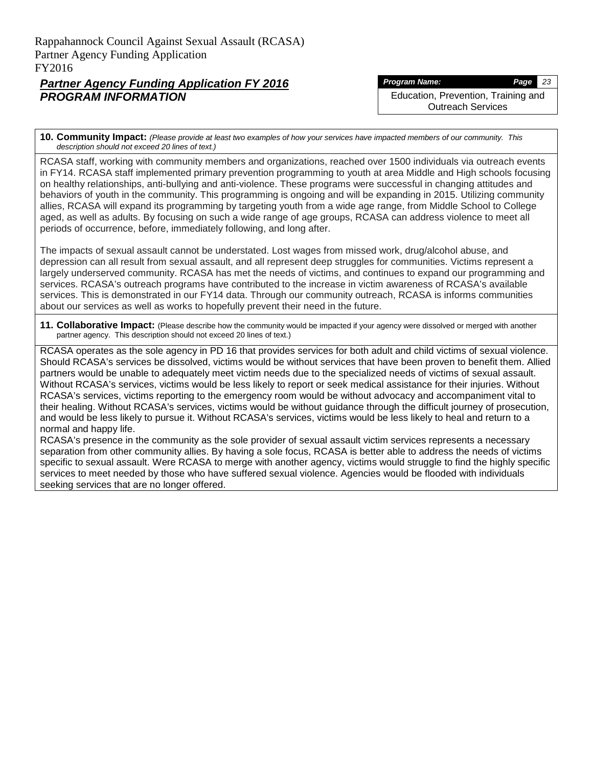# Partner Agency Funding Application FY 2016
## PROGRAM INFORMATION

| ***Program Name:*** | ***Page*** *23* |
|---|---|
| Education, Prevention, Training and Outreach Services | |

**10. Community Impact:** *(Please provide at least two examples of how your services have impacted members of our community. This description should not exceed 20 lines of text.)*

RCASA staff, working with community members and organizations, reached over 1500 individuals via outreach events in FY14. RCASA staff implemented primary prevention programming to youth at area Middle and High schools focusing on healthy relationships, anti-bullying and anti-violence. These programs were successful in changing attitudes and behaviors of youth in the community. This programming is ongoing and will be expanding in 2015. Utilizing community allies, RCASA will expand its programming by targeting youth from a wide age range, from Middle School to College aged, as well as adults. By focusing on such a wide range of age groups, RCASA can address violence to meet all periods of occurrence, before, immediately following, and long after.

The impacts of sexual assault cannot be understated. Lost wages from missed work, drug/alcohol abuse, and depression can all result from sexual assault, and all represent deep struggles for communities. Victims represent a largely underserved community. RCASA has met the needs of victims, and continues to expand our programming and services. RCASA's outreach programs have contributed to the increase in victim awareness of RCASA's available services. This is demonstrated in our FY14 data. Through our community outreach, RCASA is informs communities about our services as well as works to hopefully prevent their need in the future.

**11. Collaborative Impact:** (Please describe how the community would be impacted if your agency were dissolved or merged with another partner agency. This description should not exceed 20 lines of text.)

RCASA operates as the sole agency in PD 16 that provides services for both adult and child victims of sexual violence. Should RCASA's services be dissolved, victims would be without services that have been proven to benefit them. Allied partners would be unable to adequately meet victim needs due to the specialized needs of victims of sexual assault. Without RCASA's services, victims would be less likely to report or seek medical assistance for their injuries. Without RCASA's services, victims reporting to the emergency room would be without advocacy and accompaniment vital to their healing. Without RCASA's services, victims would be without guidance through the difficult journey of prosecution, and would be less likely to pursue it. Without RCASA's services, victims would be less likely to heal and return to a normal and happy life.

RCASA's presence in the community as the sole provider of sexual assault victim services represents a necessary separation from other community allies. By having a sole focus, RCASA is better able to address the needs of victims specific to sexual assault. Were RCASA to merge with another agency, victims would struggle to find the highly specific services to meet needed by those who have suffered sexual violence. Agencies would be flooded with individuals seeking services that are no longer offered.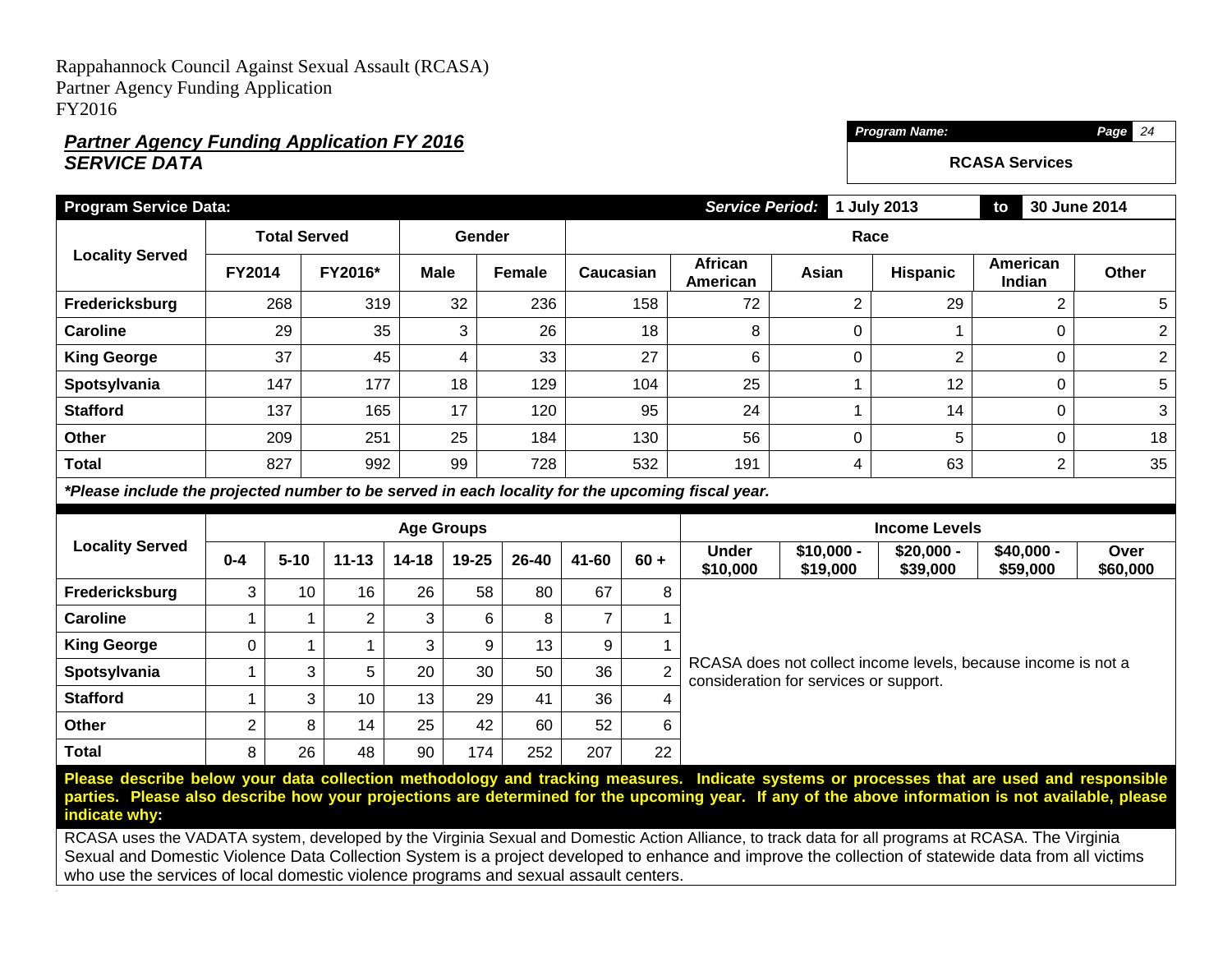Rappahannock Council Against Sexual Assault (RCASA)
Partner Agency Funding Application
FY2016

## *Partner Agency Funding Application FY 2016*
## *SERVICE DATA*

| *Program Name:* | *Page* 24 |
|---|---|
| **RCASA Services** | |

| **Program Service Data:** | | | | | | | ***Service Period:*** **1 July 2013** | | **to** | **30 June 2014** |
|---|---|---|---|---|---|---|---|---|---|---|
| **Locality Served** | **Total Served** | | **Gender** | | **Race** | | | | | |
| | **FY2014** | **FY2016*** | **Male** | **Female** | **Caucasian** | **African American** | **Asian** | **Hispanic** | **American Indian** | **Other** |
| **Fredericksburg** | 268 | 319 | 32 | 236 | 158 | 72 | 2 | 29 | 2 | 5 |
| **Caroline** | 29 | 35 | 3 | 26 | 18 | 8 | 0 | 1 | 0 | 2 |
| **King George** | 37 | 45 | 4 | 33 | 27 | 6 | 0 | 2 | 0 | 2 |
| **Spotsylvania** | 147 | 177 | 18 | 129 | 104 | 25 | 1 | 12 | 0 | 5 |
| **Stafford** | 137 | 165 | 17 | 120 | 95 | 24 | 1 | 14 | 0 | 3 |
| **Other** | 209 | 251 | 25 | 184 | 130 | 56 | 0 | 5 | 0 | 18 |
| **Total** | 827 | 992 | 99 | 728 | 532 | 191 | 4 | 63 | 2 | 35 |

***Please include the projected number to be served in each locality for the upcoming fiscal year.***

| **Locality Served** | **Age Groups** | | | | | | | | **Income Levels** | | | | |
|---|---|---|---|---|---|---|---|---|---|---|---|---|---|
| | **0-4** | **5-10** | **11-13** | **14-18** | **19-25** | **26-40** | **41-60** | **60 +** | **Under $10,000** | **$10,000 - $19,000** | **$20,000 - $39,000** | **$40,000 - $59,000** | **Over $60,000** |
| **Fredericksburg** | 3 | 10 | 16 | 26 | 58 | 80 | 67 | 8 | RCASA does not collect income levels, because income is not a consideration for services or support. | | | | |
| **Caroline** | 1 | 1 | 2 | 3 | 6 | 8 | 7 | 1 | | | | | |
| **King George** | 0 | 1 | 1 | 3 | 9 | 13 | 9 | 1 | | | | | |
| **Spotsylvania** | 1 | 3 | 5 | 20 | 30 | 50 | 36 | 2 | | | | | |
| **Stafford** | 1 | 3 | 10 | 13 | 29 | 41 | 36 | 4 | | | | | |
| **Other** | 2 | 8 | 14 | 25 | 42 | 60 | 52 | 6 | | | | | |
| **Total** | 8 | 26 | 48 | 90 | 174 | 252 | 207 | 22 | | | | | |

**Please describe below your data collection methodology and tracking measures. Indicate systems or processes that are used and responsible parties. Please also describe how your projections are determined for the upcoming year. If any of the above information is not available, please indicate why:**

RCASA uses the VADATA system, developed by the Virginia Sexual and Domestic Action Alliance, to track data for all programs at RCASA. The Virginia Sexual and Domestic Violence Data Collection System is a project developed to enhance and improve the collection of statewide data from all victims who use the services of local domestic violence programs and sexual assault centers.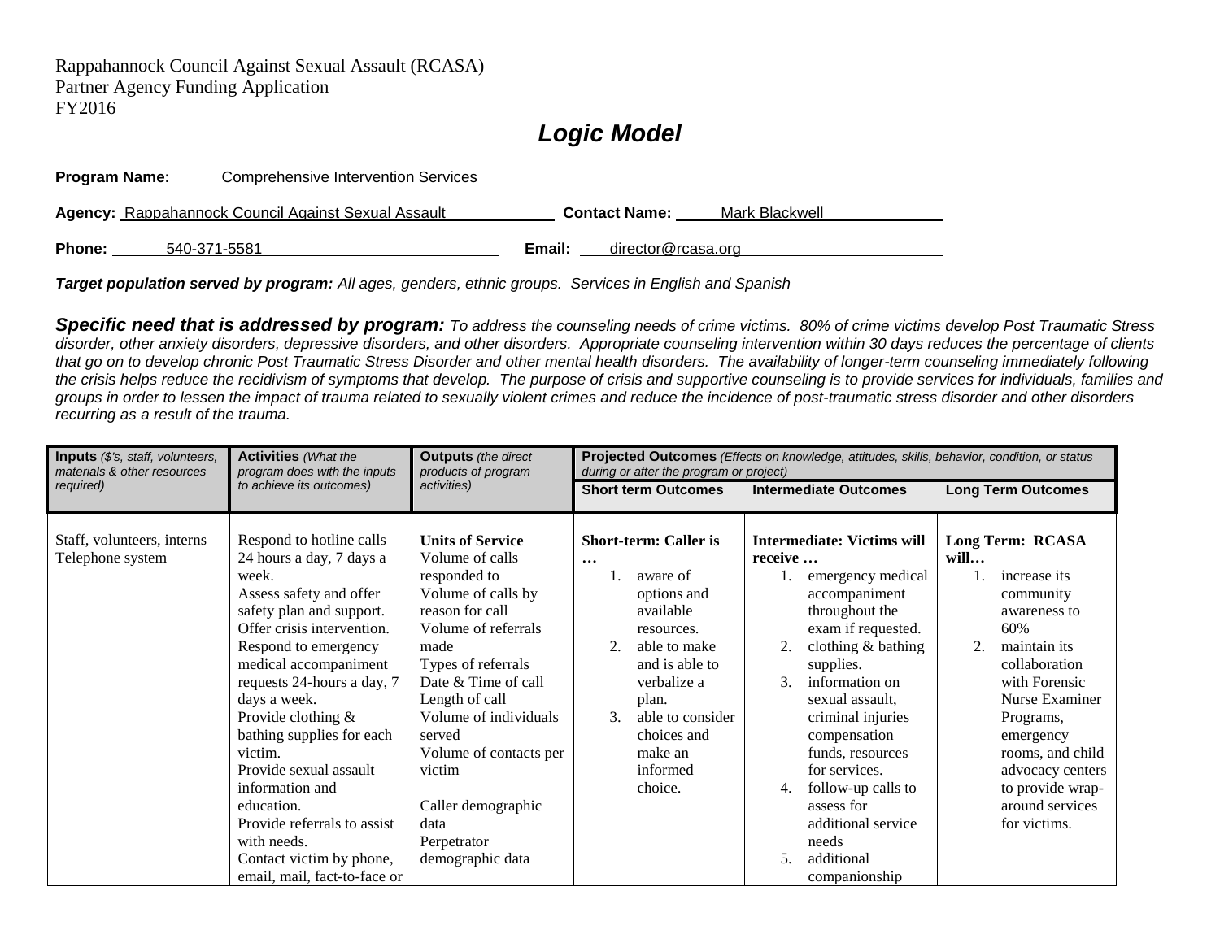Rappahannock Council Against Sexual Assault (RCASA)
Partner Agency Funding Application
FY2016

# *Logic Model*

**Program Name:** Comprehensive Intervention Services

**Agency:** Rappahannock Council Against Sexual Assault **Contact Name:** Mark Blackwell

**Phone:** 540-371-5581 **Email:** director@rcasa.org

***Target population served by program:*** *All ages, genders, ethnic groups. Services in English and Spanish*

***Specific need that is addressed by program:*** *To address the counseling needs of crime victims. 80% of crime victims develop Post Traumatic Stress disorder, other anxiety disorders, depressive disorders, and other disorders. Appropriate counseling intervention within 30 days reduces the percentage of clients that go on to develop chronic Post Traumatic Stress Disorder and other mental health disorders. The availability of longer-term counseling immediately following the crisis helps reduce the recidivism of symptoms that develop. The purpose of crisis and supportive counseling is to provide services for individuals, families and groups in order to lessen the impact of trauma related to sexually violent crimes and reduce the incidence of post-traumatic stress disorder and other disorders recurring as a result of the trauma.*

| **Inputs** *($'s, staff, volunteers, materials & other resources required)* | **Activities** *(What the program does with the inputs to achieve its outcomes)* | **Outputs** *(the direct products of program activities)* | **Projected Outcomes** *(Effects on knowledge, attitudes, skills, behavior, condition, or status during or after the program or project)* | | |
|---|---|---|---|---|---|
| | | | **Short term Outcomes** | **Intermediate Outcomes** | **Long Term Outcomes** |
| Staff, volunteers, interns<br>Telephone system | Respond to hotline calls 24 hours a day, 7 days a week.<br>Assess safety and offer safety plan and support.<br>Offer crisis intervention.<br>Respond to emergency medical accompaniment requests 24-hours a day, 7 days a week.<br>Provide clothing & bathing supplies for each victim.<br>Provide sexual assault information and education.<br>Provide referrals to assist with needs.<br>Contact victim by phone, email, mail, fact-to-face or | **Units of Service**<br>Volume of calls responded to<br>Volume of calls by reason for call<br>Volume of referrals made<br>Types of referrals<br>Date & Time of call<br>Length of call<br>Volume of individuals served<br>Volume of contacts per victim<br><br>Caller demographic data<br>Perpetrator demographic data | **Short-term: Caller is …**<br>1. aware of options and available resources.<br>2. able to make and is able to verbalize a plan.<br>3. able to consider choices and make an informed choice. | **Intermediate: Victims will receive …**<br>1. emergency medical accompaniment throughout the exam if requested.<br>2. clothing & bathing supplies.<br>3. information on sexual assault, criminal injuries compensation funds, resources for services.<br>4. follow-up calls to assess for additional service needs<br>5. additional companionship | **Long Term: RCASA will…**<br>1. increase its community awareness to 60%<br>2. maintain its collaboration with Forensic Nurse Examiner Programs, emergency rooms, and child advocacy centers to provide wrap-around services for victims. |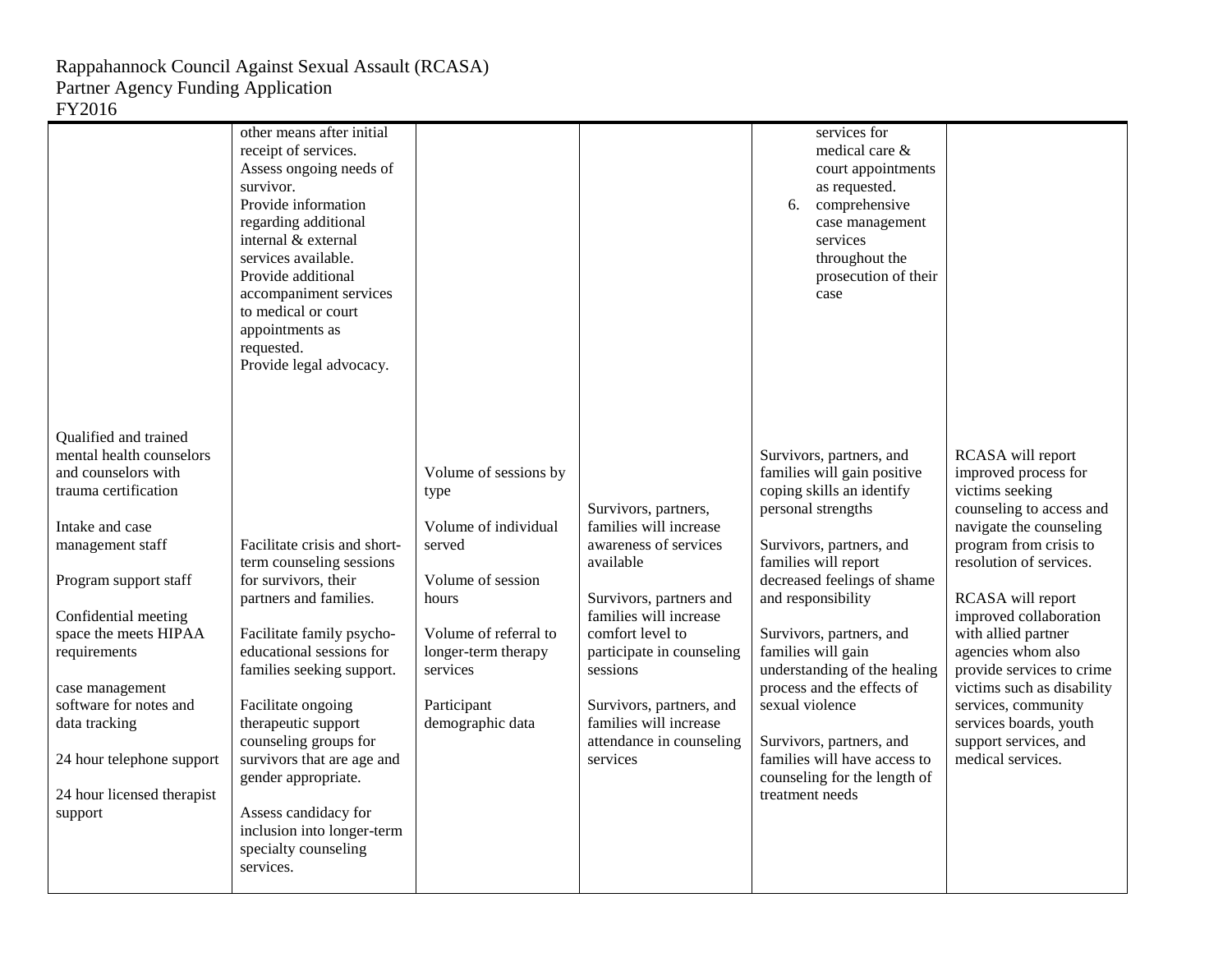Rappahannock Council Against Sexual Assault (RCASA)
Partner Agency Funding Application
FY2016

| | | | | | |
|---|---|---|---|---|---|
| | other means after initial receipt of services.<br>Assess ongoing needs of survivor.<br>Provide information regarding additional internal & external services available.<br>Provide additional accompaniment services to medical or court appointments as requested.<br>Provide legal advocacy. | | | services for medical care & court appointments as requested.<br>6. comprehensive case management services throughout the prosecution of their case | |
| Qualified and trained mental health counselors and counselors with trauma certification<br><br>Intake and case management staff<br><br>Program support staff<br><br>Confidential meeting space the meets HIPAA requirements<br><br>case management software for notes and data tracking<br><br>24 hour telephone support<br><br>24 hour licensed therapist support | Facilitate crisis and short-term counseling sessions for survivors, their partners and families.<br><br>Facilitate family psycho-educational sessions for families seeking support.<br><br>Facilitate ongoing therapeutic support counseling groups for survivors that are age and gender appropriate.<br><br>Assess candidacy for inclusion into longer-term specialty counseling services. | Volume of sessions by type<br><br>Volume of individual served<br><br>Volume of session hours<br><br>Volume of referral to longer-term therapy services<br><br>Participant demographic data | Survivors, partners, families will increase awareness of services available<br><br>Survivors, partners and families will increase comfort level to participate in counseling sessions<br><br>Survivors, partners, and families will increase attendance in counseling services | Survivors, partners, and families will gain positive coping skills an identify personal strengths<br><br>Survivors, partners, and families will report decreased feelings of shame and responsibility<br><br>Survivors, partners, and families will gain understanding of the healing process and the effects of sexual violence<br><br>Survivors, partners, and families will have access to counseling for the length of treatment needs | RCASA will report improved process for victims seeking counseling to access and navigate the counseling program from crisis to resolution of services.<br><br>RCASA will report improved collaboration with allied partner agencies whom also provide services to crime victims such as disability services, community services boards, youth support services, and medical services. |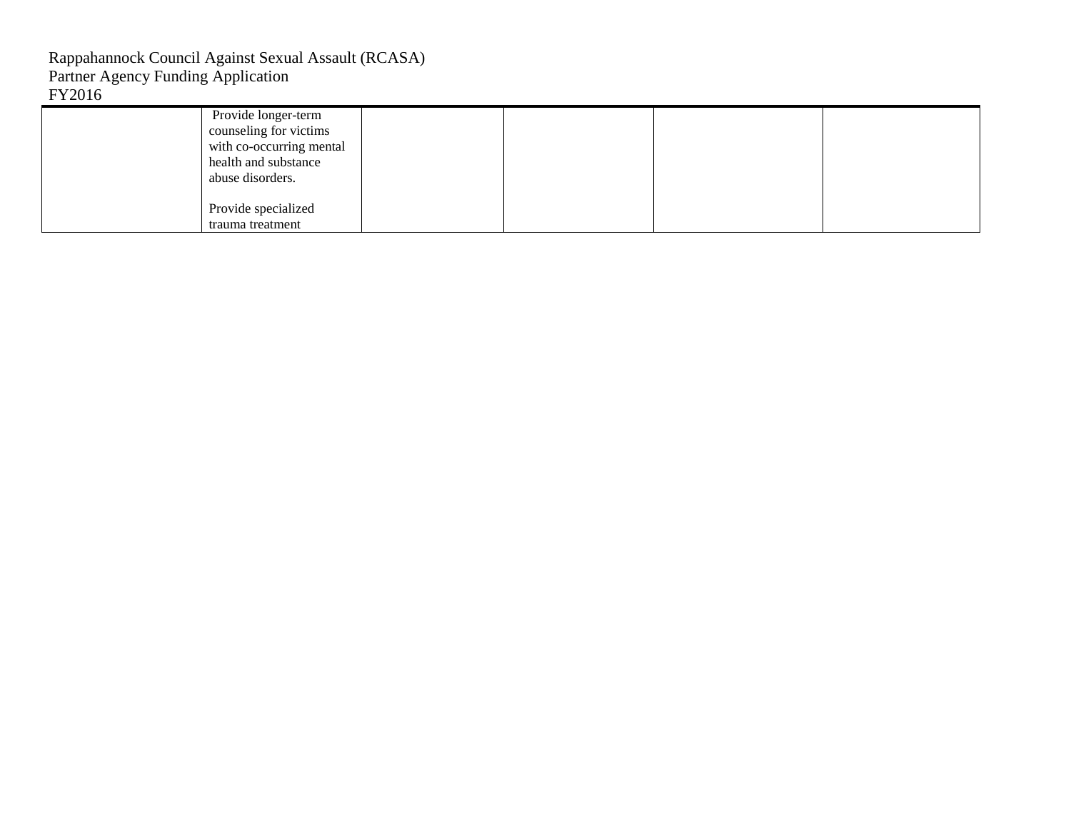| | | | | | |
|---|---|---|---|---|---|
| | Provide longer-term counseling for victims with co-occurring mental health and substance abuse disorders.<br><br>Provide specialized trauma treatment | | | | |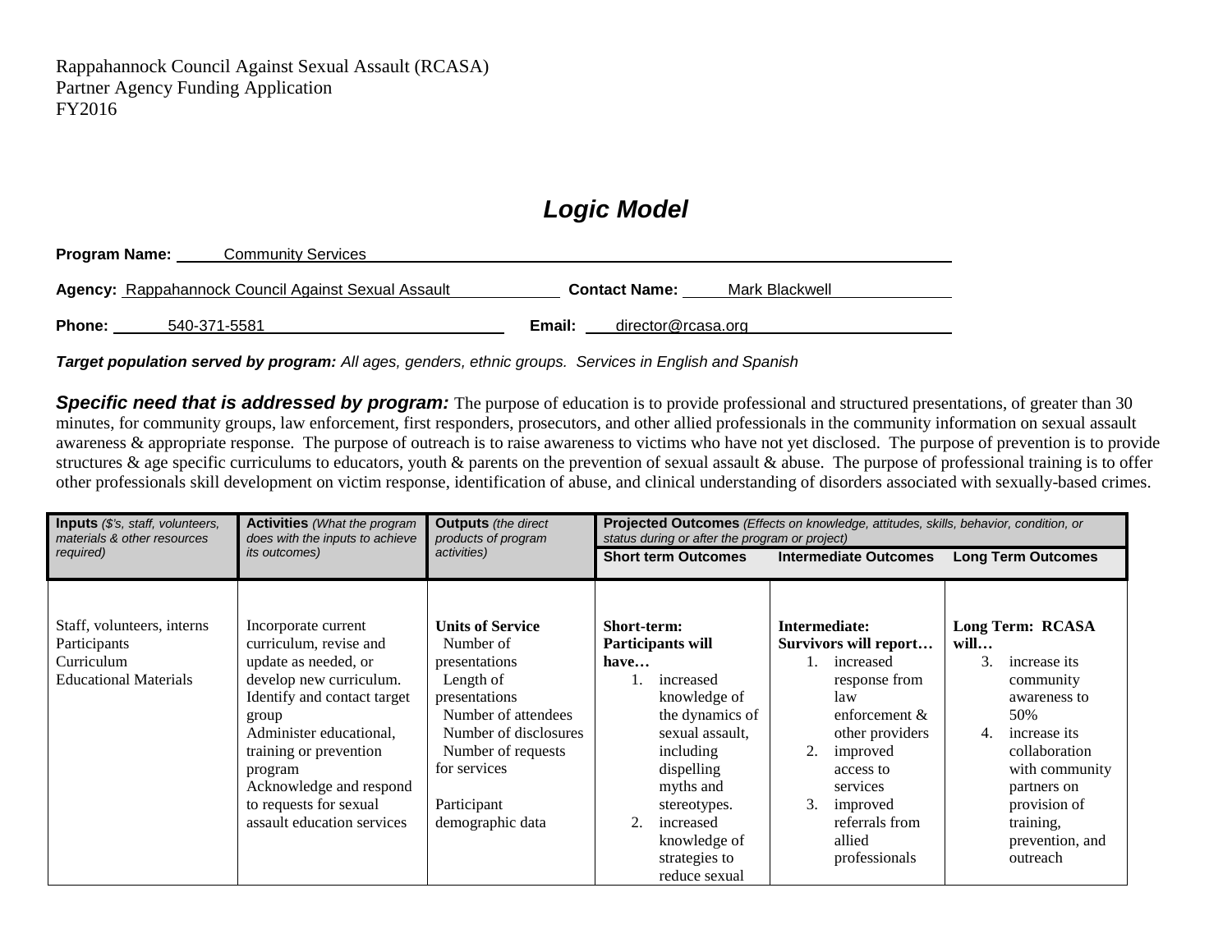Rappahannock Council Against Sexual Assault (RCASA)
Partner Agency Funding Application
FY2016

# *Logic Model*

**Program Name:** Community Services

**Agency:** Rappahannock Council Against Sexual Assault **Contact Name:** Mark Blackwell

**Phone:** 540-371-5581 **Email:** director@rcasa.org

***Target population served by program:*** *All ages, genders, ethnic groups. Services in English and Spanish*

***Specific need that is addressed by program:*** The purpose of education is to provide professional and structured presentations, of greater than 30 minutes, for community groups, law enforcement, first responders, prosecutors, and other allied professionals in the community information on sexual assault awareness & appropriate response. The purpose of outreach is to raise awareness to victims who have not yet disclosed. The purpose of prevention is to provide structures & age specific curriculums to educators, youth & parents on the prevention of sexual assault & abuse. The purpose of professional training is to offer other professionals skill development on victim response, identification of abuse, and clinical understanding of disorders associated with sexually-based crimes.

| **Inputs** *($'s, staff, volunteers, materials & other resources required)* | **Activities** *(What the program does with the inputs to achieve its outcomes)* | **Outputs** *(the direct products of program activities)* | **Projected Outcomes** *(Effects on knowledge, attitudes, skills, behavior, condition, or status during or after the program or project)* | | |
|---|---|---|---|---|---|
| | | | **Short term Outcomes** | **Intermediate Outcomes** | **Long Term Outcomes** |
| Staff, volunteers, interns<br>Participants<br>Curriculum<br>Educational Materials | Incorporate current curriculum, revise and update as needed, or develop new curriculum.<br>Identify and contact target group<br>Administer educational, training or prevention program<br>Acknowledge and respond to requests for sexual assault education services | **Units of Service**<br>Number of presentations<br>Length of presentations<br>Number of attendees<br>Number of disclosures<br>Number of requests for services<br><br>Participant demographic data | **Short-term: Participants will have…**<br>1. increased knowledge of the dynamics of sexual assault, including dispelling myths and stereotypes.<br>2. increased knowledge of strategies to reduce sexual | **Intermediate: Survivors will report…**<br>1. increased response from law enforcement & other providers<br>2. improved access to services<br>3. improved referrals from allied professionals | **Long Term: RCASA will…**<br>3. increase its community awareness to 50%<br>4. increase its collaboration with community partners on provision of training, prevention, and outreach |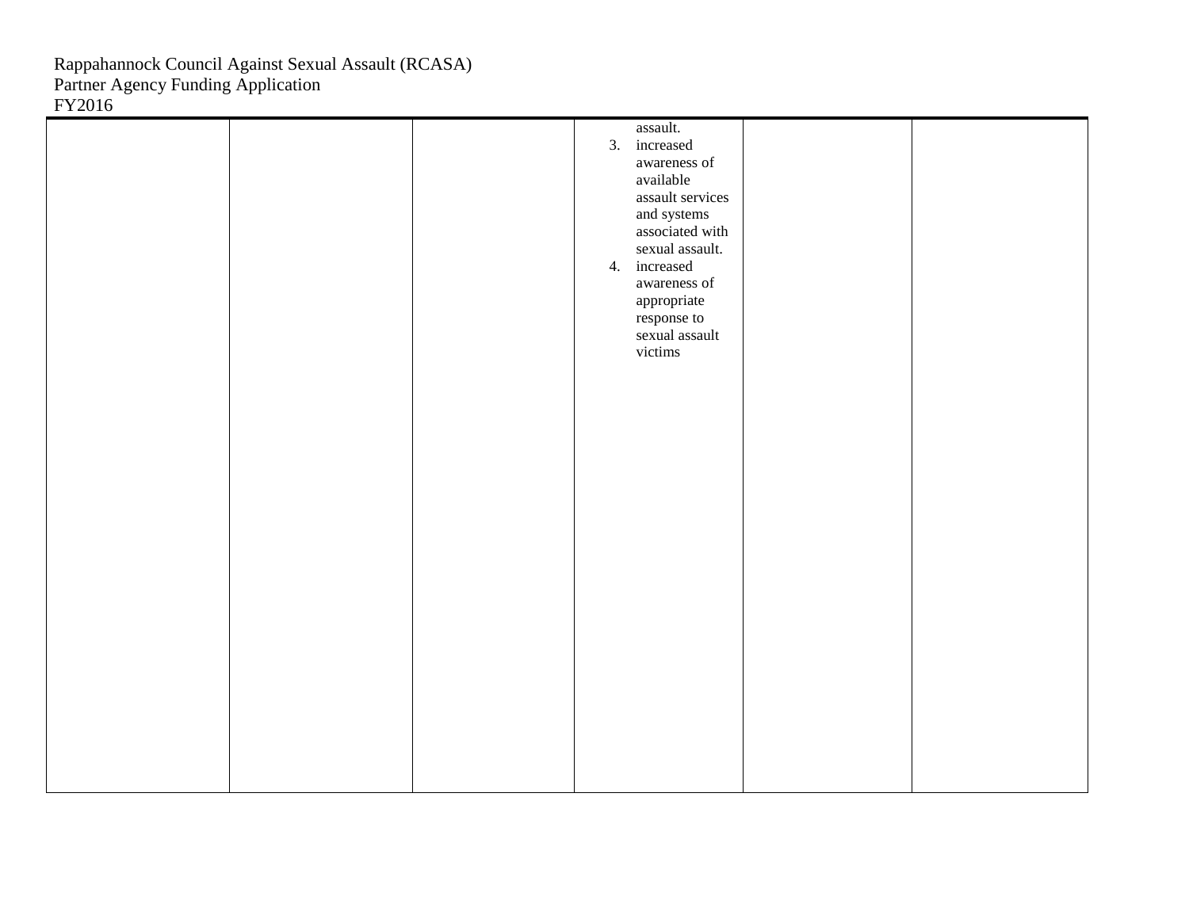| | | | | | |
|---|---|---|---|---|---|
| | | | assault.<br>3. increased awareness of available assault services and systems associated with sexual assault.<br>4. increased awareness of appropriate response to sexual assault victims | | |